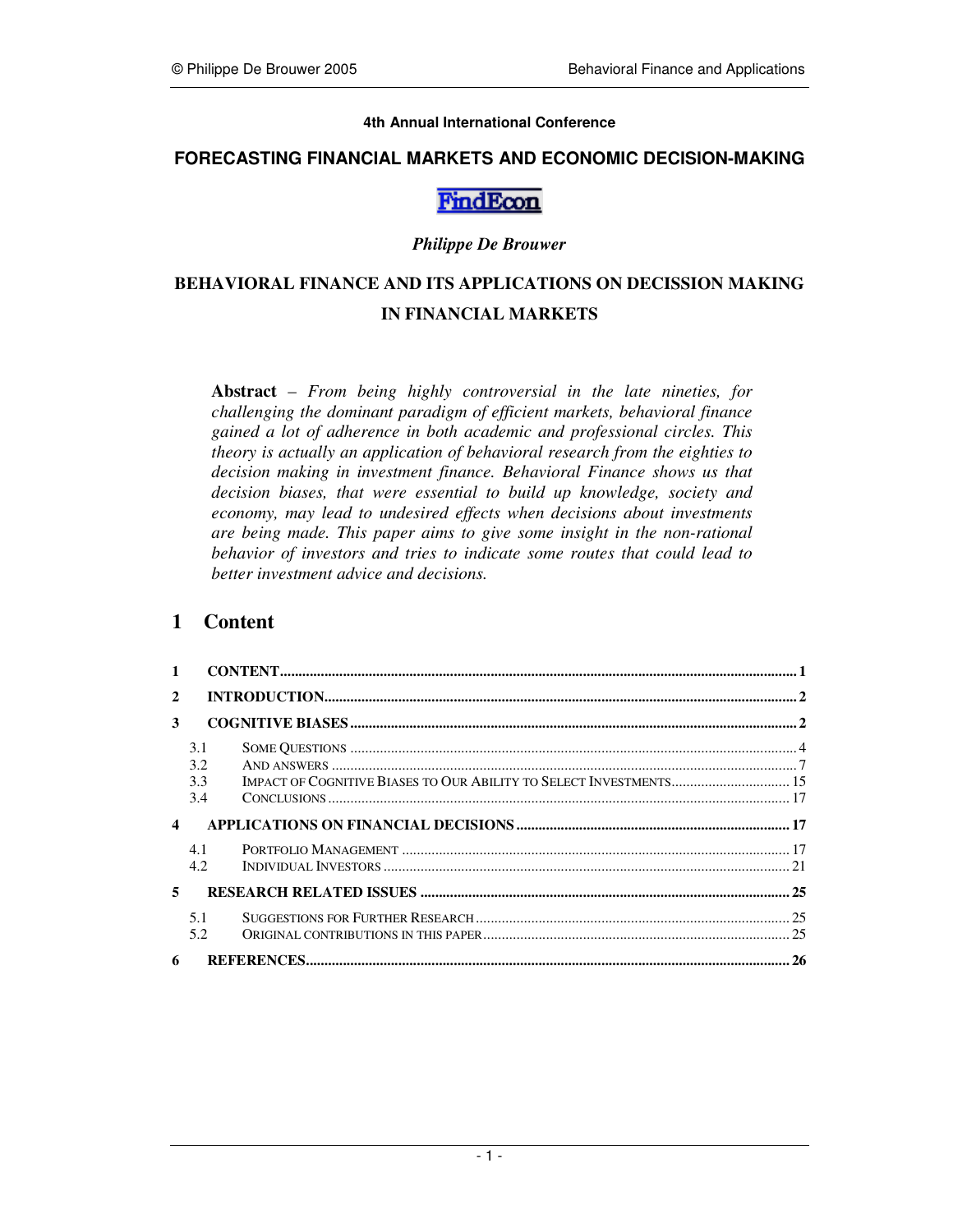**4th Annual International Conference**

**FORECASTING FINANCIAL MARKETS AND ECONOMIC DECISION-MAKING**

FindEcon

*Philippe De Brouwer*

# BEHAVIORAL FINANCE AND ITS APPLICATIONS ON DECISSION MAKING IN FINANCIAL MARKETS

**Abstract** – *From being highly controversial in the late nineties, for challenging the dominant paradigm of efficient markets, behavioral finance gained a lot of adherence in both academic and professional circles. This theory is actually an application of behavioral research from the eighties to decision making in investment finance. Behavioral Finance shows us that decision biases, that were essential to build up knowledge, society and economy, may lead to undesired effects when decisions about investments are being made. This paper aims to give some insight in the non-rational behavior of investors and tries to indicate some routes that could lead to better investment advice and decisions.*

## 1 Content

1 CONTENT ... 1
2 INTRODUCTION ... 2
3 COGNITIVE BIASES ... 2
  3.1 Some Questions ... 4
  3.2 And answers ... 7
  3.3 Impact of Cognitive Biases to Our Ability to Select Investments ... 15
  3.4 Conclusions ... 17
4 APPLICATIONS ON FINANCIAL DECISIONS ... 17
  4.1 Portfolio Management ... 17
  4.2 Individual Investors ... 21
5 RESEARCH RELATED ISSUES ... 25
  5.1 Suggestions for Further Research ... 25
  5.2 Original contributions in this paper ... 25
6 REFERENCES ... 26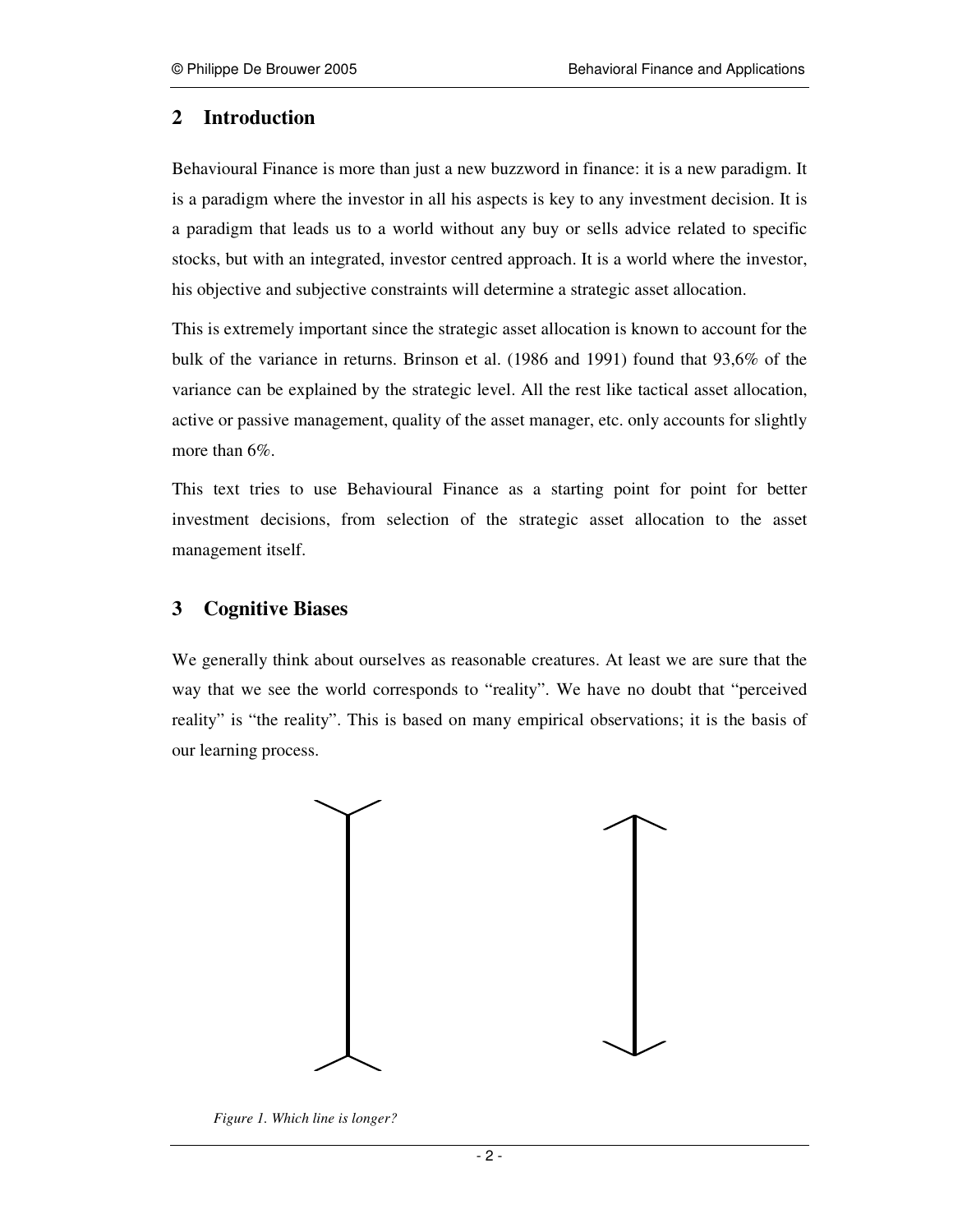## 2 Introduction

Behavioural Finance is more than just a new buzzword in finance: it is a new paradigm. It is a paradigm where the investor in all his aspects is key to any investment decision. It is a paradigm that leads us to a world without any buy or sells advice related to specific stocks, but with an integrated, investor centred approach. It is a world where the investor, his objective and subjective constraints will determine a strategic asset allocation.

This is extremely important since the strategic asset allocation is known to account for the bulk of the variance in returns. Brinson et al. (1986 and 1991) found that 93,6% of the variance can be explained by the strategic level. All the rest like tactical asset allocation, active or passive management, quality of the asset manager, etc. only accounts for slightly more than 6%.

This text tries to use Behavioural Finance as a starting point for point for better investment decisions, from selection of the strategic asset allocation to the asset management itself.

## 3 Cognitive Biases

We generally think about ourselves as reasonable creatures. At least we are sure that the way that we see the world corresponds to "reality". We have no doubt that "perceived reality" is "the reality". This is based on many empirical observations; it is the basis of our learning process.

*Figure 1. Which line is longer?*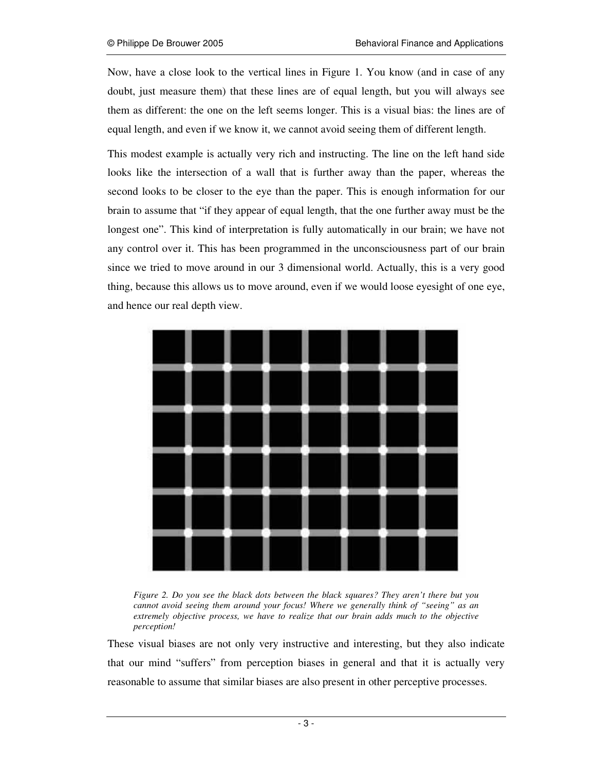Now, have a close look to the vertical lines in Figure 1. You know (and in case of any doubt, just measure them) that these lines are of equal length, but you will always see them as different: the one on the left seems longer. This is a visual bias: the lines are of equal length, and even if we know it, we cannot avoid seeing them of different length.

This modest example is actually very rich and instructing. The line on the left hand side looks like the intersection of a wall that is further away than the paper, whereas the second looks to be closer to the eye than the paper. This is enough information for our brain to assume that "if they appear of equal length, that the one further away must be the longest one". This kind of interpretation is fully automatically in our brain; we have not any control over it. This has been programmed in the unconsciousness part of our brain since we tried to move around in our 3 dimensional world. Actually, this is a very good thing, because this allows us to move around, even if we would loose eyesight of one eye, and hence our real depth view.

*Figure 2. Do you see the black dots between the black squares? They aren't there but you cannot avoid seeing them around your focus! Where we generally think of "seeing" as an extremely objective process, we have to realize that our brain adds much to the objective perception!*

These visual biases are not only very instructive and interesting, but they also indicate that our mind "suffers" from perception biases in general and that it is actually very reasonable to assume that similar biases are also present in other perceptive processes.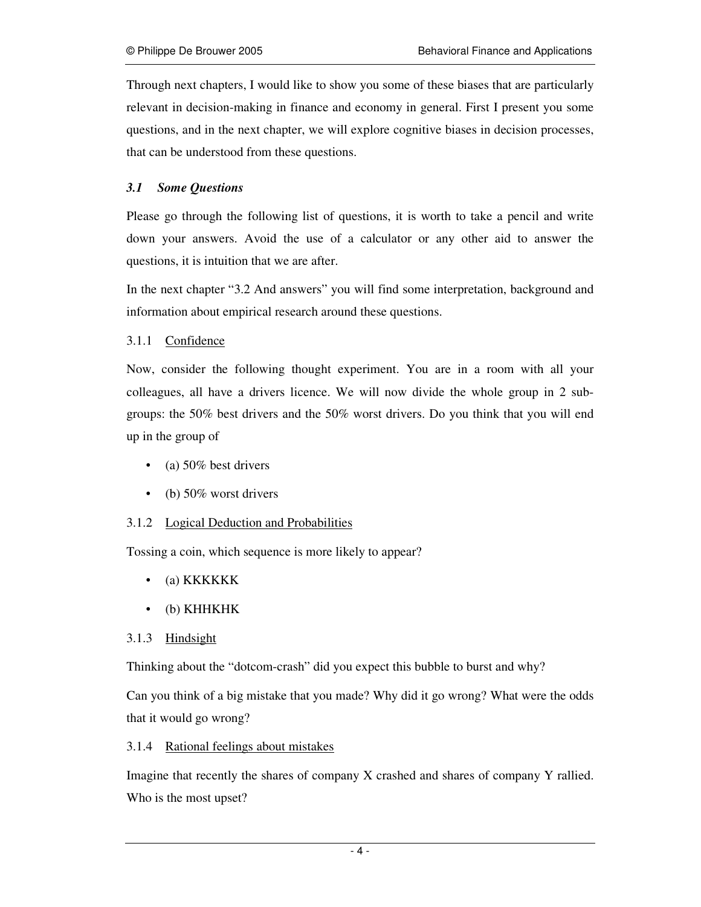Through next chapters, I would like to show you some of these biases that are particularly relevant in decision-making in finance and economy in general. First I present you some questions, and in the next chapter, we will explore cognitive biases in decision processes, that can be understood from these questions.

### *3.1 Some Questions*

Please go through the following list of questions, it is worth to take a pencil and write down your answers. Avoid the use of a calculator or any other aid to answer the questions, it is intuition that we are after.

In the next chapter "3.2 And answers" you will find some interpretation, background and information about empirical research around these questions.

#### 3.1.1 Confidence

Now, consider the following thought experiment. You are in a room with all your colleagues, all have a drivers licence. We will now divide the whole group in 2 sub-groups: the 50% best drivers and the 50% worst drivers. Do you think that you will end up in the group of

- (a) 50% best drivers
- (b) 50% worst drivers

#### 3.1.2 Logical Deduction and Probabilities

Tossing a coin, which sequence is more likely to appear?

- (a) KKKKKK
- (b) KHHKHK

#### 3.1.3 Hindsight

Thinking about the "dotcom-crash" did you expect this bubble to burst and why?

Can you think of a big mistake that you made? Why did it go wrong? What were the odds that it would go wrong?

#### 3.1.4 Rational feelings about mistakes

Imagine that recently the shares of company X crashed and shares of company Y rallied. Who is the most upset?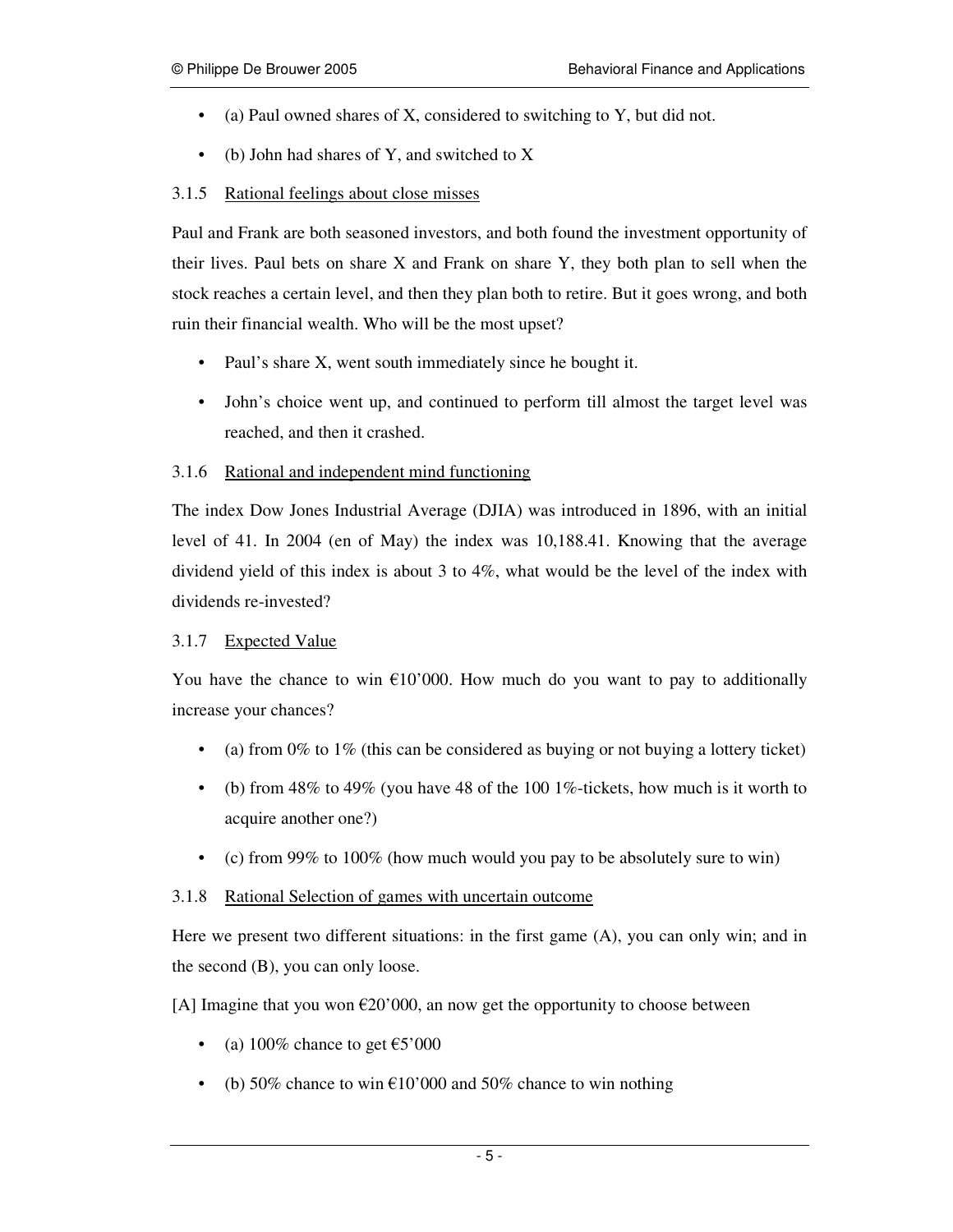- (a) Paul owned shares of X, considered to switching to Y, but did not.
- (b) John had shares of Y, and switched to X

### 3.1.5 Rational feelings about close misses

Paul and Frank are both seasoned investors, and both found the investment opportunity of their lives. Paul bets on share X and Frank on share Y, they both plan to sell when the stock reaches a certain level, and then they plan both to retire. But it goes wrong, and both ruin their financial wealth. Who will be the most upset?

- Paul's share X, went south immediately since he bought it.
- John's choice went up, and continued to perform till almost the target level was reached, and then it crashed.

### 3.1.6 Rational and independent mind functioning

The index Dow Jones Industrial Average (DJIA) was introduced in 1896, with an initial level of 41. In 2004 (en of May) the index was 10,188.41. Knowing that the average dividend yield of this index is about 3 to 4%, what would be the level of the index with dividends re-invested?

### 3.1.7 Expected Value

You have the chance to win €10'000. How much do you want to pay to additionally increase your chances?

- (a) from 0% to 1% (this can be considered as buying or not buying a lottery ticket)
- (b) from 48% to 49% (you have 48 of the 100 1%-tickets, how much is it worth to acquire another one?)
- (c) from 99% to 100% (how much would you pay to be absolutely sure to win)

### 3.1.8 Rational Selection of games with uncertain outcome

Here we present two different situations: in the first game (A), you can only win; and in the second (B), you can only loose.

[A] Imagine that you won €20'000, an now get the opportunity to choose between

- (a) 100% chance to get €5'000
- (b) 50% chance to win €10'000 and 50% chance to win nothing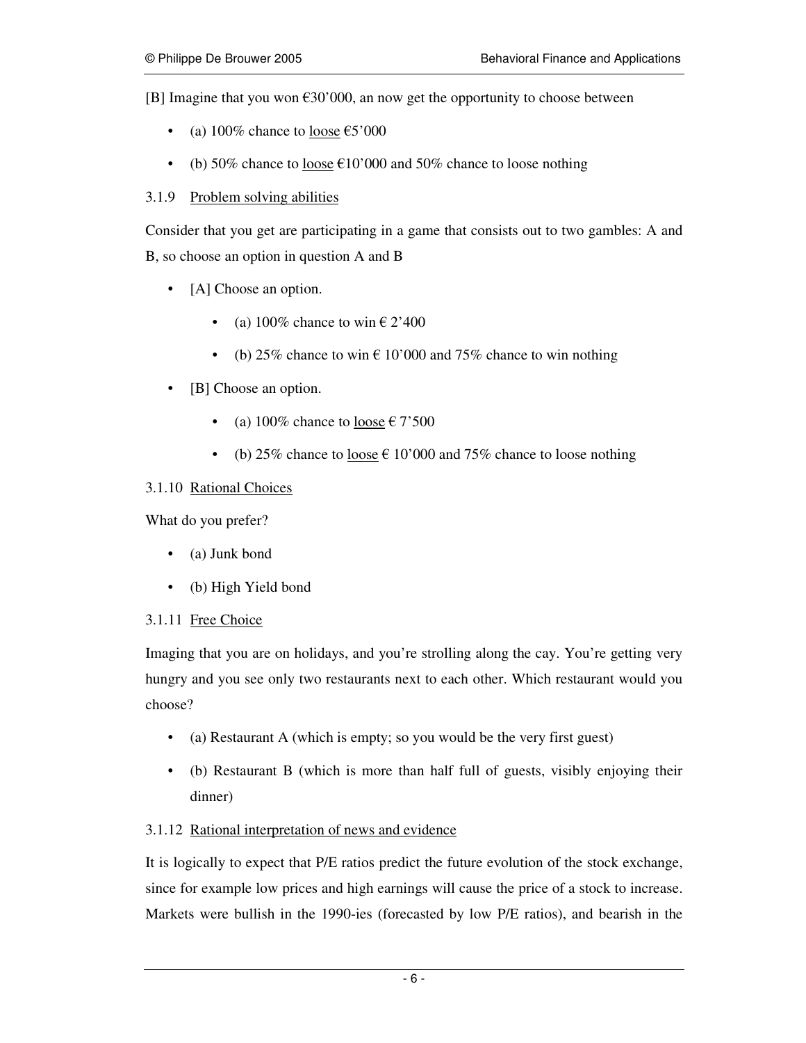[B] Imagine that you won €30'000, an now get the opportunity to choose between

- (a) 100% chance to <u>loose</u> €5'000
- (b) 50% chance to <u>loose</u> €10'000 and 50% chance to loose nothing

### 3.1.9 <u>Problem solving abilities</u>

Consider that you get are participating in a game that consists out to two gambles: A and B, so choose an option in question A and B

- [A] Choose an option.
  - (a) 100% chance to win € 2'400
  - (b) 25% chance to win € 10'000 and 75% chance to win nothing
- [B] Choose an option.
  - (a) 100% chance to <u>loose</u> € 7'500
  - (b) 25% chance to <u>loose</u> € 10'000 and 75% chance to loose nothing

### 3.1.10 <u>Rational Choices</u>

What do you prefer?

- (a) Junk bond
- (b) High Yield bond

### 3.1.11 <u>Free Choice</u>

Imaging that you are on holidays, and you're strolling along the cay. You're getting very hungry and you see only two restaurants next to each other. Which restaurant would you choose?

- (a) Restaurant A (which is empty; so you would be the very first guest)
- (b) Restaurant B (which is more than half full of guests, visibly enjoying their dinner)

### 3.1.12 <u>Rational interpretation of news and evidence</u>

It is logically to expect that P/E ratios predict the future evolution of the stock exchange, since for example low prices and high earnings will cause the price of a stock to increase. Markets were bullish in the 1990-ies (forecasted by low P/E ratios), and bearish in the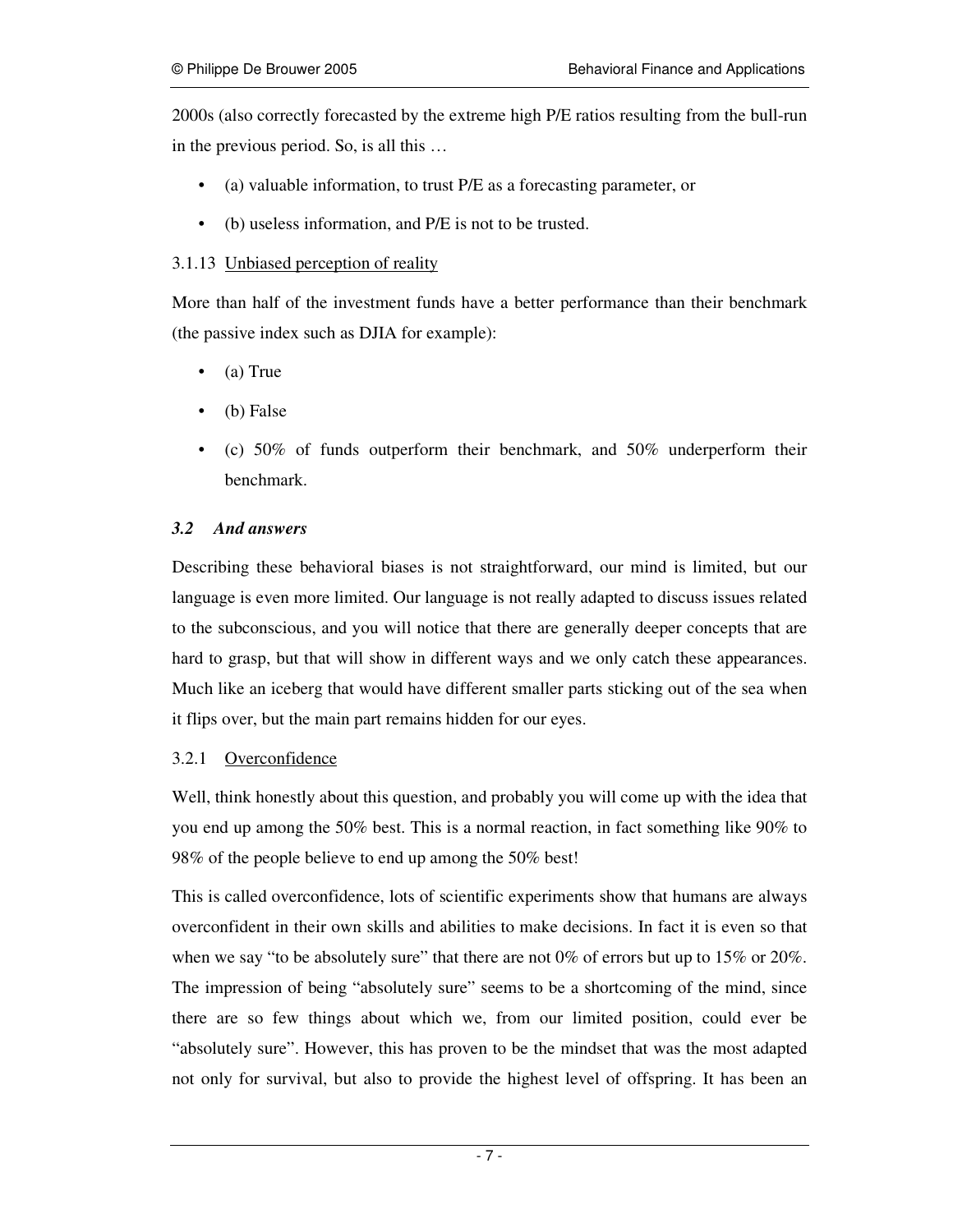2000s (also correctly forecasted by the extreme high P/E ratios resulting from the bull-run in the previous period. So, is all this …

- (a) valuable information, to trust P/E as a forecasting parameter, or
- (b) useless information, and P/E is not to be trusted.

#### 3.1.13 Unbiased perception of reality

More than half of the investment funds have a better performance than their benchmark (the passive index such as DJIA for example):

- (a) True
- (b) False
- (c) 50% of funds outperform their benchmark, and 50% underperform their benchmark.

### *3.2 And answers*

Describing these behavioral biases is not straightforward, our mind is limited, but our language is even more limited. Our language is not really adapted to discuss issues related to the subconscious, and you will notice that there are generally deeper concepts that are hard to grasp, but that will show in different ways and we only catch these appearances. Much like an iceberg that would have different smaller parts sticking out of the sea when it flips over, but the main part remains hidden for our eyes.

#### 3.2.1 Overconfidence

Well, think honestly about this question, and probably you will come up with the idea that you end up among the 50% best. This is a normal reaction, in fact something like 90% to 98% of the people believe to end up among the 50% best!

This is called overconfidence, lots of scientific experiments show that humans are always overconfident in their own skills and abilities to make decisions. In fact it is even so that when we say "to be absolutely sure" that there are not 0% of errors but up to 15% or 20%. The impression of being "absolutely sure" seems to be a shortcoming of the mind, since there are so few things about which we, from our limited position, could ever be "absolutely sure". However, this has proven to be the mindset that was the most adapted not only for survival, but also to provide the highest level of offspring. It has been an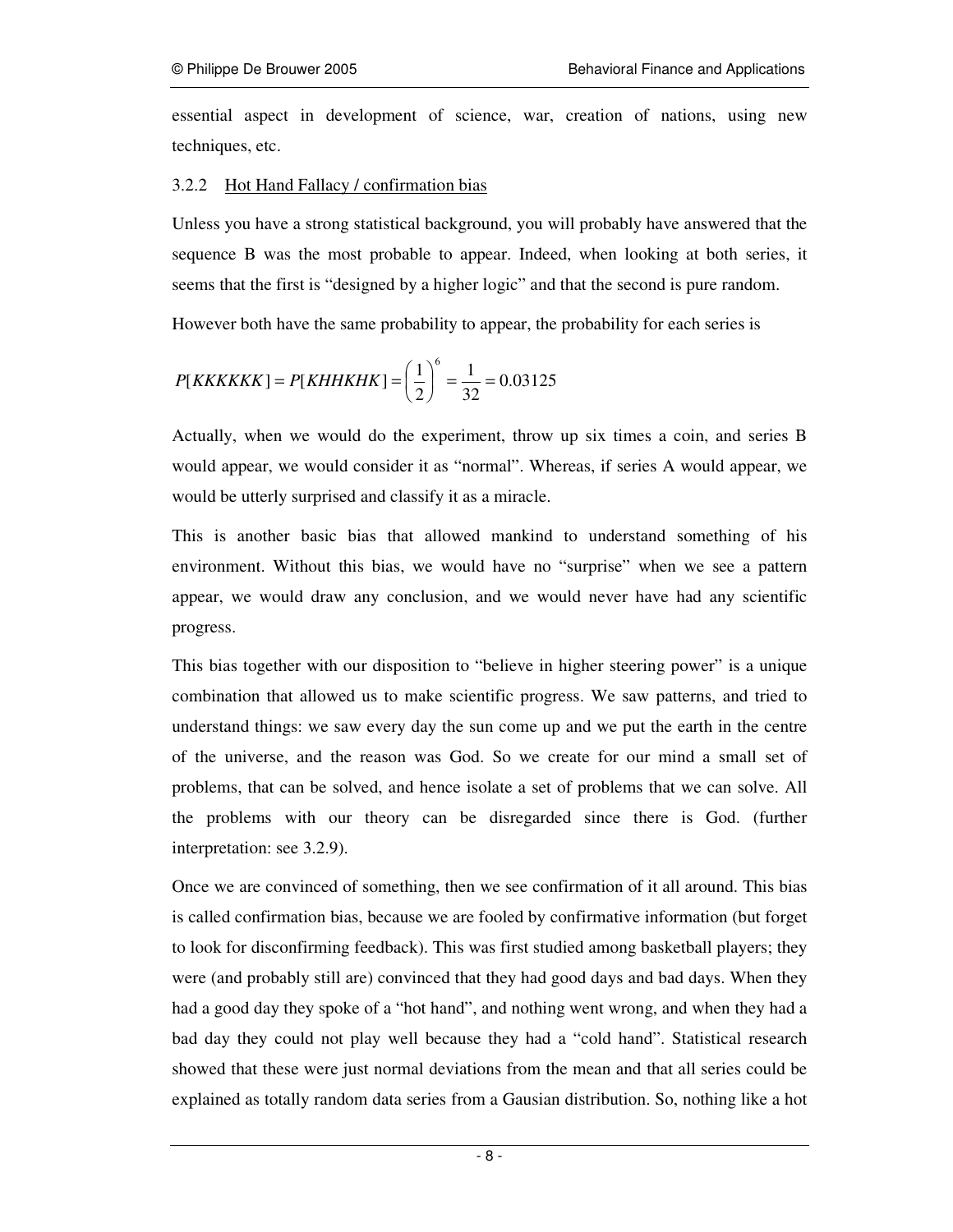essential aspect in development of science, war, creation of nations, using new techniques, etc.

### 3.2.2 Hot Hand Fallacy / confirmation bias

Unless you have a strong statistical background, you will probably have answered that the sequence B was the most probable to appear. Indeed, when looking at both series, it seems that the first is "designed by a higher logic" and that the second is pure random.

However both have the same probability to appear, the probability for each series is

$$P[KKKKKK] = P[KHHKHK] = \left(\frac{1}{2}\right)^6 = \frac{1}{32} = 0.03125$$

Actually, when we would do the experiment, throw up six times a coin, and series B would appear, we would consider it as "normal". Whereas, if series A would appear, we would be utterly surprised and classify it as a miracle.

This is another basic bias that allowed mankind to understand something of his environment. Without this bias, we would have no "surprise" when we see a pattern appear, we would draw any conclusion, and we would never have had any scientific progress.

This bias together with our disposition to "believe in higher steering power" is a unique combination that allowed us to make scientific progress. We saw patterns, and tried to understand things: we saw every day the sun come up and we put the earth in the centre of the universe, and the reason was God. So we create for our mind a small set of problems, that can be solved, and hence isolate a set of problems that we can solve. All the problems with our theory can be disregarded since there is God. (further interpretation: see 3.2.9).

Once we are convinced of something, then we see confirmation of it all around. This bias is called confirmation bias, because we are fooled by confirmative information (but forget to look for disconfirming feedback). This was first studied among basketball players; they were (and probably still are) convinced that they had good days and bad days. When they had a good day they spoke of a "hot hand", and nothing went wrong, and when they had a bad day they could not play well because they had a "cold hand". Statistical research showed that these were just normal deviations from the mean and that all series could be explained as totally random data series from a Gausian distribution. So, nothing like a hot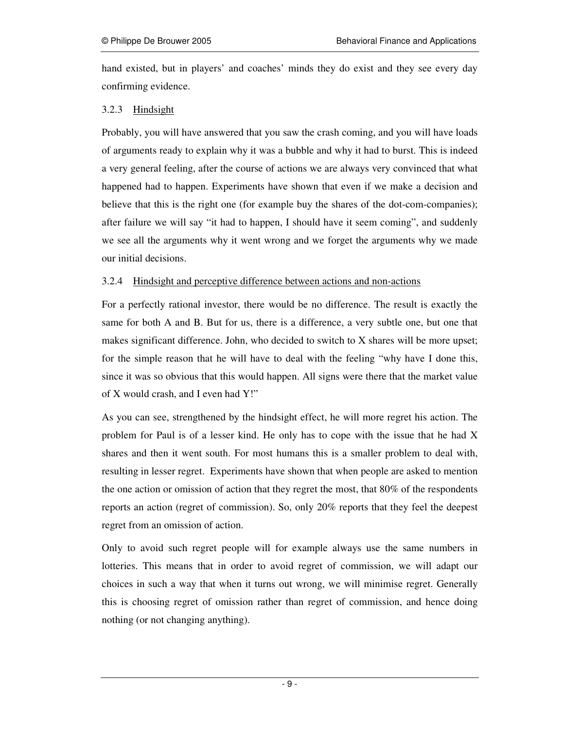hand existed, but in players' and coaches' minds they do exist and they see every day confirming evidence.

### 3.2.3 Hindsight

Probably, you will have answered that you saw the crash coming, and you will have loads of arguments ready to explain why it was a bubble and why it had to burst. This is indeed a very general feeling, after the course of actions we are always very convinced that what happened had to happen. Experiments have shown that even if we make a decision and believe that this is the right one (for example buy the shares of the dot-com-companies); after failure we will say "it had to happen, I should have it seem coming", and suddenly we see all the arguments why it went wrong and we forget the arguments why we made our initial decisions.

### 3.2.4 Hindsight and perceptive difference between actions and non-actions

For a perfectly rational investor, there would be no difference. The result is exactly the same for both A and B. But for us, there is a difference, a very subtle one, but one that makes significant difference. John, who decided to switch to X shares will be more upset; for the simple reason that he will have to deal with the feeling "why have I done this, since it was so obvious that this would happen. All signs were there that the market value of X would crash, and I even had Y!"

As you can see, strengthened by the hindsight effect, he will more regret his action. The problem for Paul is of a lesser kind. He only has to cope with the issue that he had X shares and then it went south. For most humans this is a smaller problem to deal with, resulting in lesser regret. Experiments have shown that when people are asked to mention the one action or omission of action that they regret the most, that 80% of the respondents reports an action (regret of commission). So, only 20% reports that they feel the deepest regret from an omission of action.

Only to avoid such regret people will for example always use the same numbers in lotteries. This means that in order to avoid regret of commission, we will adapt our choices in such a way that when it turns out wrong, we will minimise regret. Generally this is choosing regret of omission rather than regret of commission, and hence doing nothing (or not changing anything).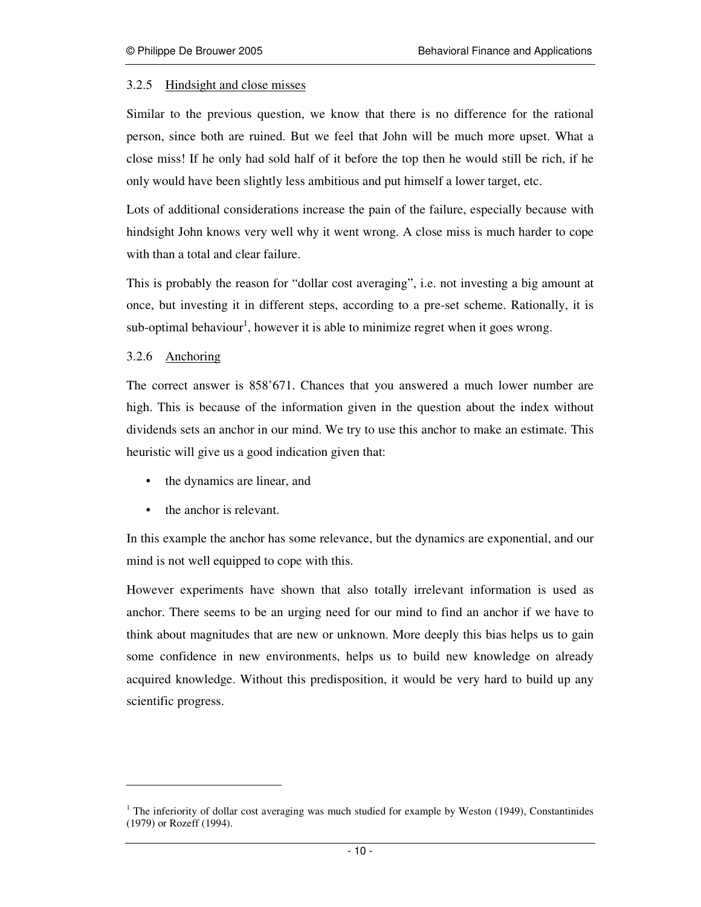### 3.2.5 Hindsight and close misses

Similar to the previous question, we know that there is no difference for the rational person, since both are ruined. But we feel that John will be much more upset. What a close miss! If he only had sold half of it before the top then he would still be rich, if he only would have been slightly less ambitious and put himself a lower target, etc.

Lots of additional considerations increase the pain of the failure, especially because with hindsight John knows very well why it went wrong. A close miss is much harder to cope with than a total and clear failure.

This is probably the reason for "dollar cost averaging", i.e. not investing a big amount at once, but investing it in different steps, according to a pre-set scheme. Rationally, it is sub-optimal behaviour[1], however it is able to minimize regret when it goes wrong.

### 3.2.6 Anchoring

The correct answer is 858'671. Chances that you answered a much lower number are high. This is because of the information given in the question about the index without dividends sets an anchor in our mind. We try to use this anchor to make an estimate. This heuristic will give us a good indication given that:

- the dynamics are linear, and
- the anchor is relevant.

In this example the anchor has some relevance, but the dynamics are exponential, and our mind is not well equipped to cope with this.

However experiments have shown that also totally irrelevant information is used as anchor. There seems to be an urging need for our mind to find an anchor if we have to think about magnitudes that are new or unknown. More deeply this bias helps us to gain some confidence in new environments, helps us to build new knowledge on already acquired knowledge. Without this predisposition, it would be very hard to build up any scientific progress.

---

[1] The inferiority of dollar cost averaging was much studied for example by Weston (1949), Constantinides (1979) or Rozeff (1994).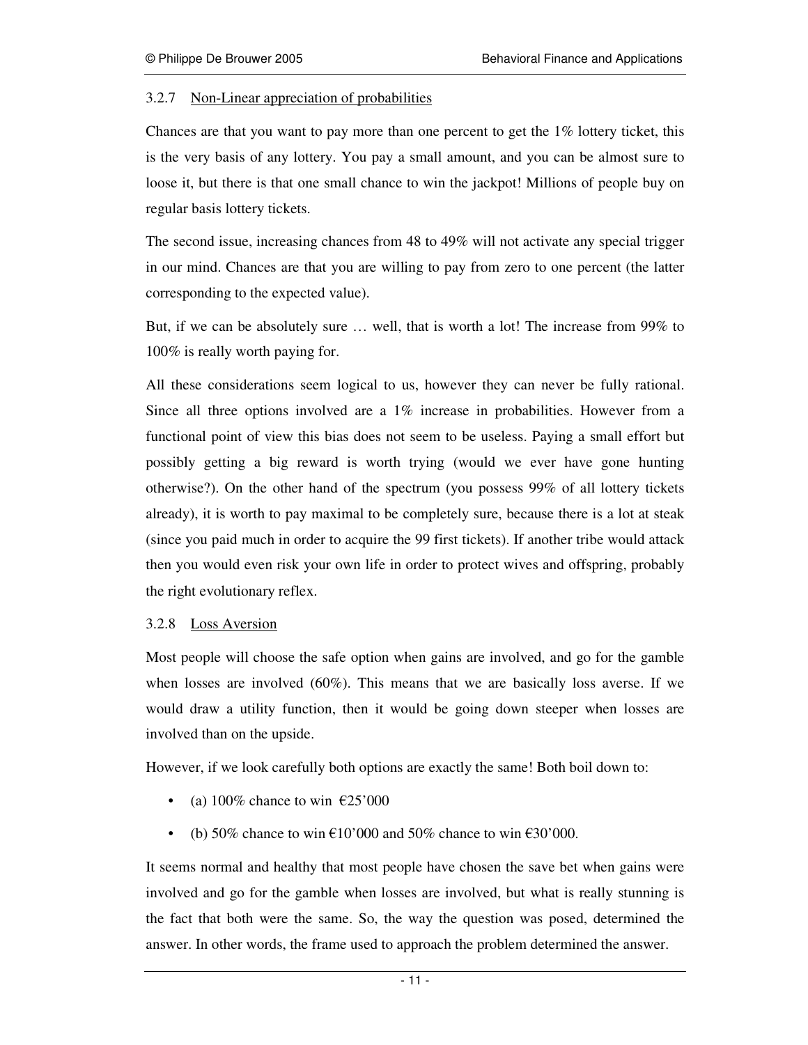### 3.2.7 Non-Linear appreciation of probabilities

Chances are that you want to pay more than one percent to get the 1% lottery ticket, this is the very basis of any lottery. You pay a small amount, and you can be almost sure to loose it, but there is that one small chance to win the jackpot! Millions of people buy on regular basis lottery tickets.

The second issue, increasing chances from 48 to 49% will not activate any special trigger in our mind. Chances are that you are willing to pay from zero to one percent (the latter corresponding to the expected value).

But, if we can be absolutely sure … well, that is worth a lot! The increase from 99% to 100% is really worth paying for.

All these considerations seem logical to us, however they can never be fully rational. Since all three options involved are a 1% increase in probabilities. However from a functional point of view this bias does not seem to be useless. Paying a small effort but possibly getting a big reward is worth trying (would we ever have gone hunting otherwise?). On the other hand of the spectrum (you possess 99% of all lottery tickets already), it is worth to pay maximal to be completely sure, because there is a lot at steak (since you paid much in order to acquire the 99 first tickets). If another tribe would attack then you would even risk your own life in order to protect wives and offspring, probably the right evolutionary reflex.

### 3.2.8 Loss Aversion

Most people will choose the safe option when gains are involved, and go for the gamble when losses are involved (60%). This means that we are basically loss averse. If we would draw a utility function, then it would be going down steeper when losses are involved than on the upside.

However, if we look carefully both options are exactly the same! Both boil down to:

- (a) 100% chance to win €25'000
- (b) 50% chance to win €10'000 and 50% chance to win €30'000.

It seems normal and healthy that most people have chosen the save bet when gains were involved and go for the gamble when losses are involved, but what is really stunning is the fact that both were the same. So, the way the question was posed, determined the answer. In other words, the frame used to approach the problem determined the answer.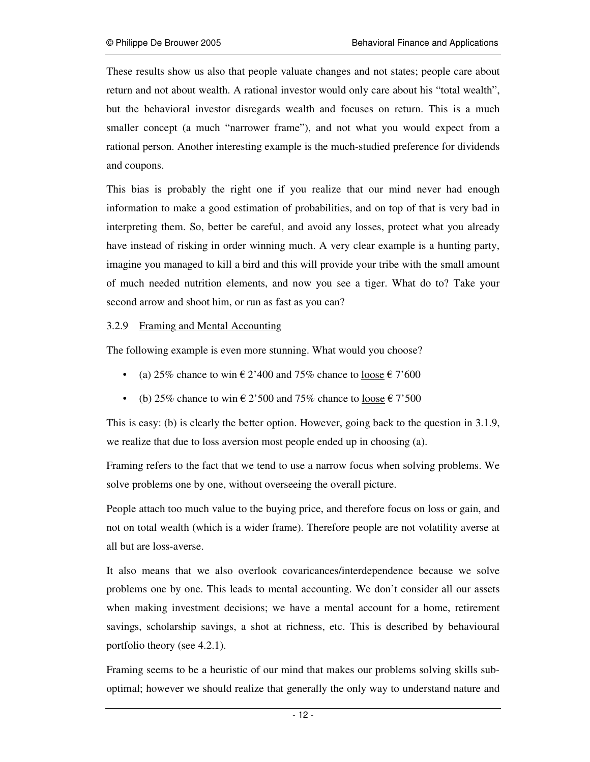These results show us also that people valuate changes and not states; people care about return and not about wealth. A rational investor would only care about his "total wealth", but the behavioral investor disregards wealth and focuses on return. This is a much smaller concept (a much "narrower frame"), and not what you would expect from a rational person. Another interesting example is the much-studied preference for dividends and coupons.

This bias is probably the right one if you realize that our mind never had enough information to make a good estimation of probabilities, and on top of that is very bad in interpreting them. So, better be careful, and avoid any losses, protect what you already have instead of risking in order winning much. A very clear example is a hunting party, imagine you managed to kill a bird and this will provide your tribe with the small amount of much needed nutrition elements, and now you see a tiger. What do to? Take your second arrow and shoot him, or run as fast as you can?

### 3.2.9 Framing and Mental Accounting

The following example is even more stunning. What would you choose?

- (a) 25% chance to win € 2'400 and 75% chance to loose € 7'600
- (b) 25% chance to win € 2'500 and 75% chance to loose € 7'500

This is easy: (b) is clearly the better option. However, going back to the question in 3.1.9, we realize that due to loss aversion most people ended up in choosing (a).

Framing refers to the fact that we tend to use a narrow focus when solving problems. We solve problems one by one, without overseeing the overall picture.

People attach too much value to the buying price, and therefore focus on loss or gain, and not on total wealth (which is a wider frame). Therefore people are not volatility averse at all but are loss-averse.

It also means that we also overlook covaricances/interdependence because we solve problems one by one. This leads to mental accounting. We don't consider all our assets when making investment decisions; we have a mental account for a home, retirement savings, scholarship savings, a shot at richness, etc. This is described by behavioural portfolio theory (see 4.2.1).

Framing seems to be a heuristic of our mind that makes our problems solving skills sub-optimal; however we should realize that generally the only way to understand nature and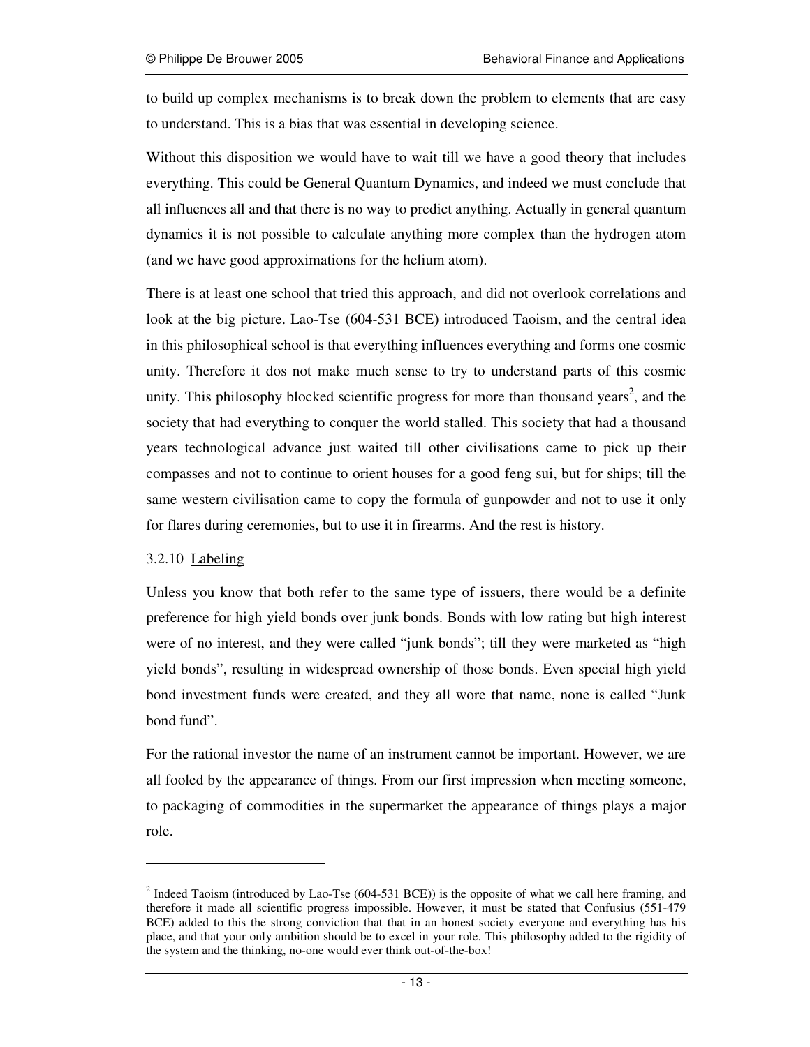to build up complex mechanisms is to break down the problem to elements that are easy to understand. This is a bias that was essential in developing science.

Without this disposition we would have to wait till we have a good theory that includes everything. This could be General Quantum Dynamics, and indeed we must conclude that all influences all and that there is no way to predict anything. Actually in general quantum dynamics it is not possible to calculate anything more complex than the hydrogen atom (and we have good approximations for the helium atom).

There is at least one school that tried this approach, and did not overlook correlations and look at the big picture. Lao-Tse (604-531 BCE) introduced Taoism, and the central idea in this philosophical school is that everything influences everything and forms one cosmic unity. Therefore it dos not make much sense to try to understand parts of this cosmic unity. This philosophy blocked scientific progress for more than thousand years[2], and the society that had everything to conquer the world stalled. This society that had a thousand years technological advance just waited till other civilisations came to pick up their compasses and not to continue to orient houses for a good feng sui, but for ships; till the same western civilisation came to copy the formula of gunpowder and not to use it only for flares during ceremonies, but to use it in firearms. And the rest is history.

### 3.2.10 Labeling

Unless you know that both refer to the same type of issuers, there would be a definite preference for high yield bonds over junk bonds. Bonds with low rating but high interest were of no interest, and they were called "junk bonds"; till they were marketed as "high yield bonds", resulting in widespread ownership of those bonds. Even special high yield bond investment funds were created, and they all wore that name, none is called "Junk bond fund".

For the rational investor the name of an instrument cannot be important. However, we are all fooled by the appearance of things. From our first impression when meeting someone, to packaging of commodities in the supermarket the appearance of things plays a major role.

---

[2] Indeed Taoism (introduced by Lao-Tse (604-531 BCE)) is the opposite of what we call here framing, and therefore it made all scientific progress impossible. However, it must be stated that Confusius (551-479 BCE) added to this the strong conviction that that in an honest society everyone and everything has his place, and that your only ambition should be to excel in your role. This philosophy added to the rigidity of the system and the thinking, no-one would ever think out-of-the-box!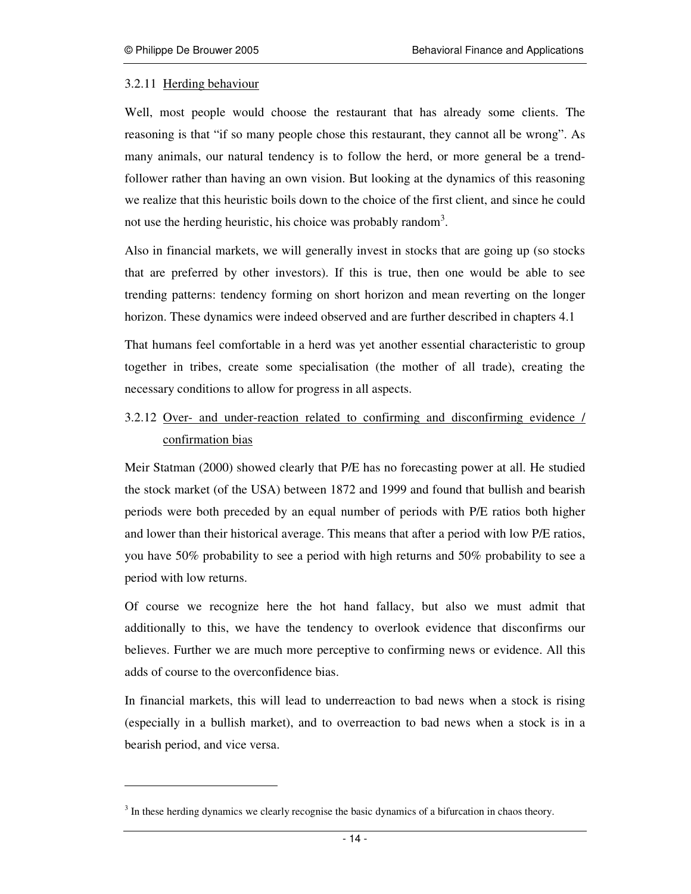### 3.2.11 Herding behaviour

Well, most people would choose the restaurant that has already some clients. The reasoning is that "if so many people chose this restaurant, they cannot all be wrong". As many animals, our natural tendency is to follow the herd, or more general be a trend-follower rather than having an own vision. But looking at the dynamics of this reasoning we realize that this heuristic boils down to the choice of the first client, and since he could not use the herding heuristic, his choice was probably random[3].

Also in financial markets, we will generally invest in stocks that are going up (so stocks that are preferred by other investors). If this is true, then one would be able to see trending patterns: tendency forming on short horizon and mean reverting on the longer horizon. These dynamics were indeed observed and are further described in chapters 4.1

That humans feel comfortable in a herd was yet another essential characteristic to group together in tribes, create some specialisation (the mother of all trade), creating the necessary conditions to allow for progress in all aspects.

### 3.2.12 Over- and under-reaction related to confirming and disconfirming evidence / confirmation bias

Meir Statman (2000) showed clearly that P/E has no forecasting power at all. He studied the stock market (of the USA) between 1872 and 1999 and found that bullish and bearish periods were both preceded by an equal number of periods with P/E ratios both higher and lower than their historical average. This means that after a period with low P/E ratios, you have 50% probability to see a period with high returns and 50% probability to see a period with low returns.

Of course we recognize here the hot hand fallacy, but also we must admit that additionally to this, we have the tendency to overlook evidence that disconfirms our believes. Further we are much more perceptive to confirming news or evidence. All this adds of course to the overconfidence bias.

In financial markets, this will lead to underreaction to bad news when a stock is rising (especially in a bullish market), and to overreaction to bad news when a stock is in a bearish period, and vice versa.

---

[3] In these herding dynamics we clearly recognise the basic dynamics of a bifurcation in chaos theory.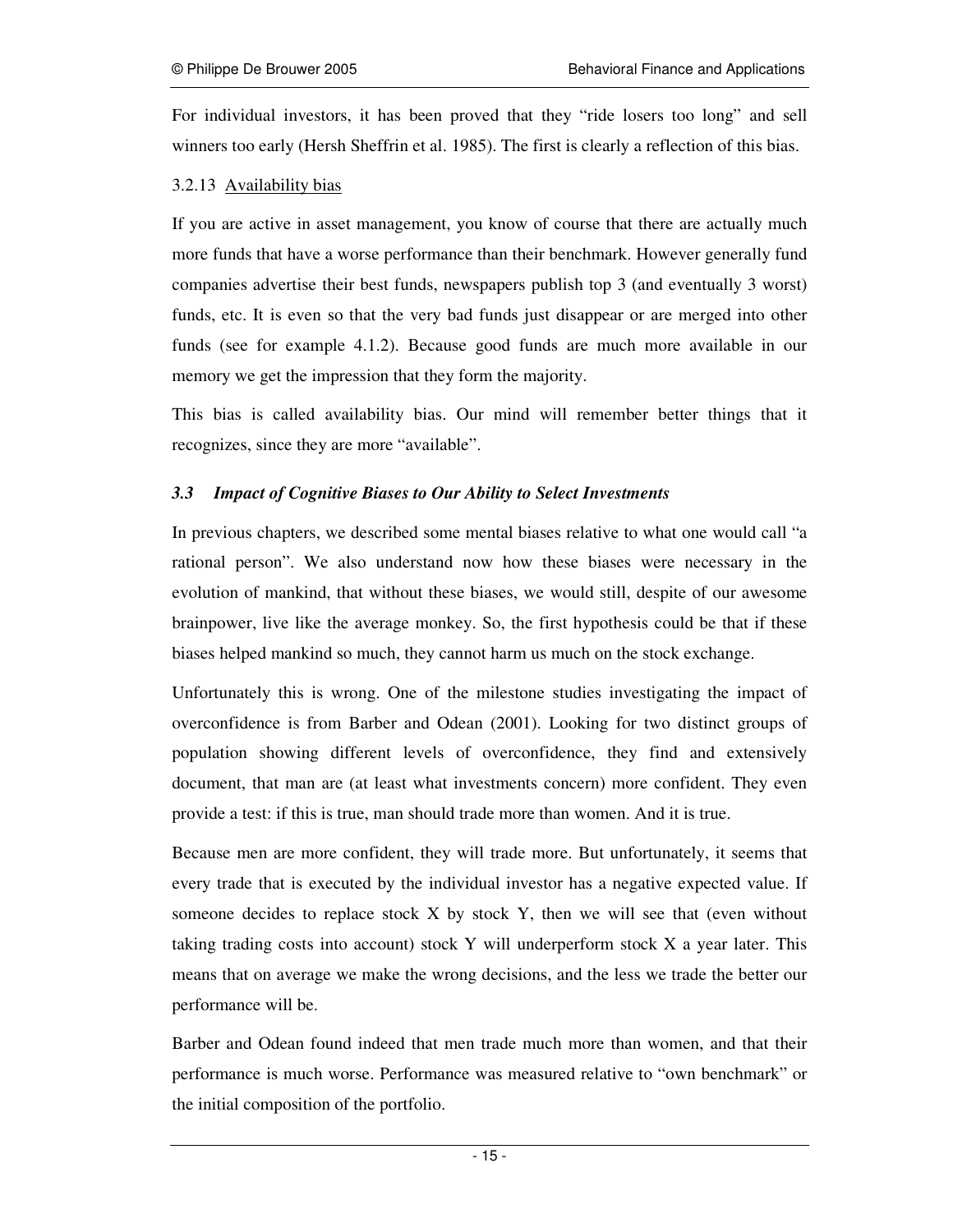For individual investors, it has been proved that they "ride losers too long" and sell winners too early (Hersh Sheffrin et al. 1985). The first is clearly a reflection of this bias.

#### 3.2.13 Availability bias

If you are active in asset management, you know of course that there are actually much more funds that have a worse performance than their benchmark. However generally fund companies advertise their best funds, newspapers publish top 3 (and eventually 3 worst) funds, etc. It is even so that the very bad funds just disappear or are merged into other funds (see for example 4.1.2). Because good funds are much more available in our memory we get the impression that they form the majority.

This bias is called availability bias. Our mind will remember better things that it recognizes, since they are more "available".

### *3.3 Impact of Cognitive Biases to Our Ability to Select Investments*

In previous chapters, we described some mental biases relative to what one would call "a rational person". We also understand now how these biases were necessary in the evolution of mankind, that without these biases, we would still, despite of our awesome brainpower, live like the average monkey. So, the first hypothesis could be that if these biases helped mankind so much, they cannot harm us much on the stock exchange.

Unfortunately this is wrong. One of the milestone studies investigating the impact of overconfidence is from Barber and Odean (2001). Looking for two distinct groups of population showing different levels of overconfidence, they find and extensively document, that man are (at least what investments concern) more confident. They even provide a test: if this is true, man should trade more than women. And it is true.

Because men are more confident, they will trade more. But unfortunately, it seems that every trade that is executed by the individual investor has a negative expected value. If someone decides to replace stock X by stock Y, then we will see that (even without taking trading costs into account) stock Y will underperform stock X a year later. This means that on average we make the wrong decisions, and the less we trade the better our performance will be.

Barber and Odean found indeed that men trade much more than women, and that their performance is much worse. Performance was measured relative to "own benchmark" or the initial composition of the portfolio.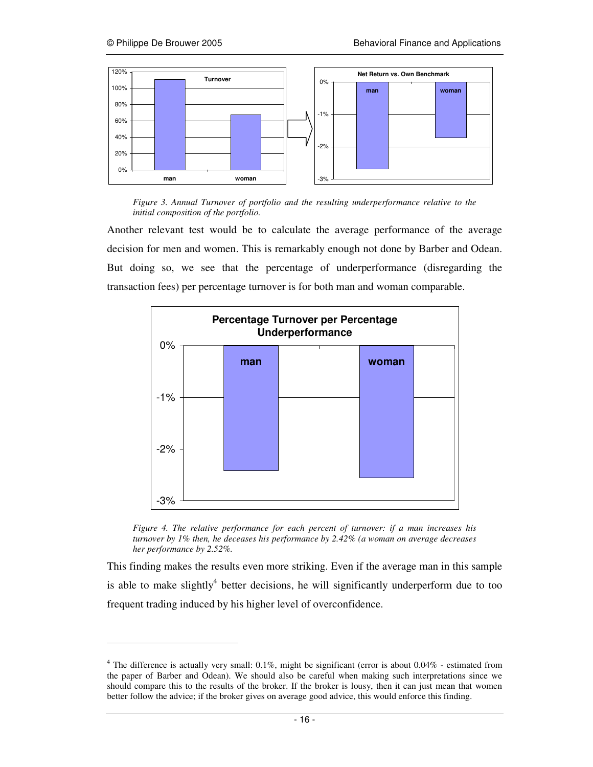*Figure 3. Annual Turnover of portfolio and the resulting underperformance relative to the initial composition of the portfolio.*

Another relevant test would be to calculate the average performance of the average decision for men and women. This is remarkably enough not done by Barber and Odean. But doing so, we see that the percentage of underperformance (disregarding the transaction fees) per percentage turnover is for both man and woman comparable.

*Figure 4. The relative performance for each percent of turnover: if a man increases his turnover by 1% then, he deceases his performance by 2.42% (a woman on average decreases her performance by 2.52%.*

This finding makes the results even more striking. Even if the average man in this sample is able to make slightly[4] better decisions, he will significantly underperform due to too frequent trading induced by his higher level of overconfidence.

[4] The difference is actually very small: 0.1%, might be significant (error is about 0.04% - estimated from the paper of Barber and Odean). We should also be careful when making such interpretations since we should compare this to the results of the broker. If the broker is lousy, then it can just mean that women better follow the advice; if the broker gives on average good advice, this would enforce this finding.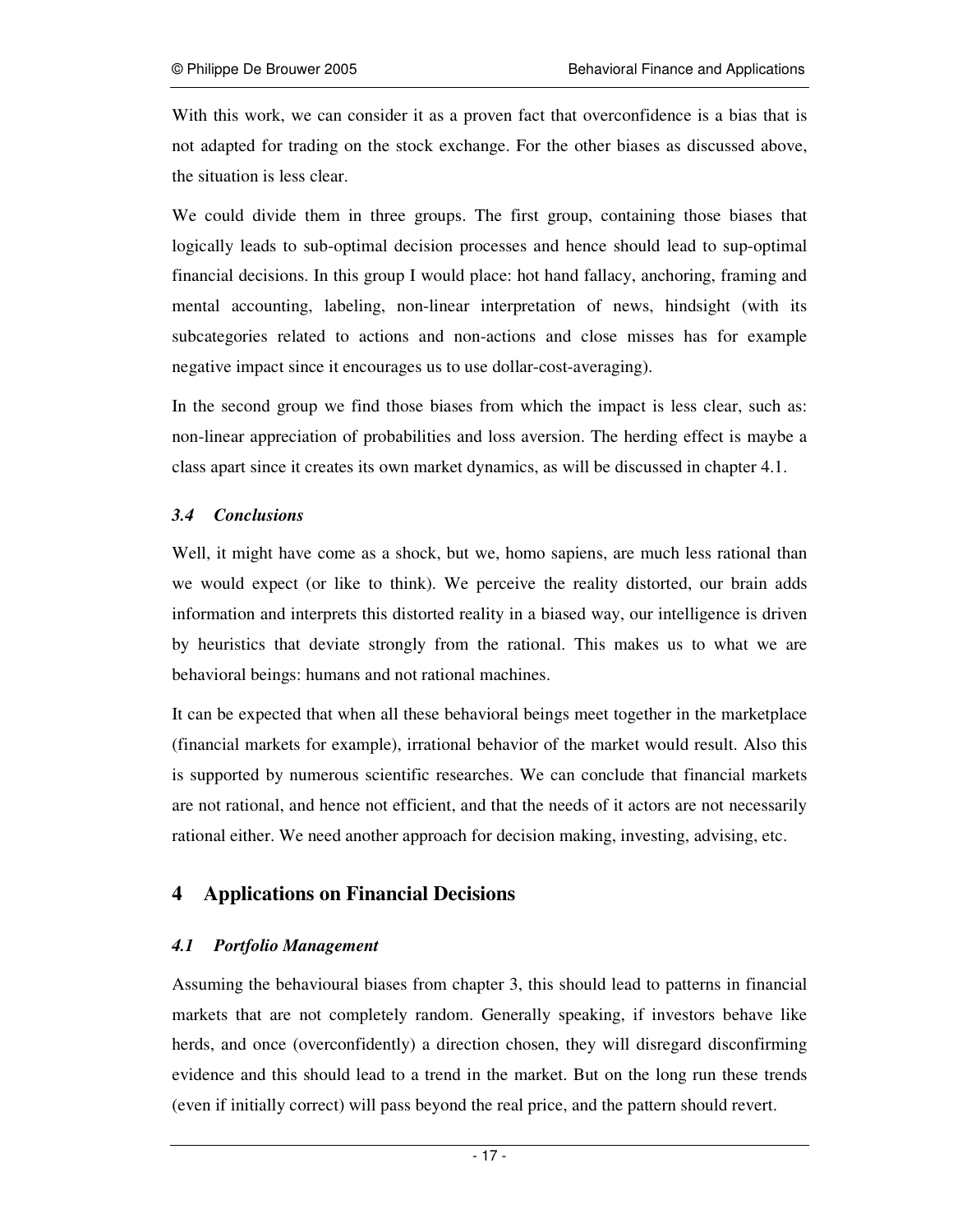With this work, we can consider it as a proven fact that overconfidence is a bias that is not adapted for trading on the stock exchange. For the other biases as discussed above, the situation is less clear.

We could divide them in three groups. The first group, containing those biases that logically leads to sub-optimal decision processes and hence should lead to sup-optimal financial decisions. In this group I would place: hot hand fallacy, anchoring, framing and mental accounting, labeling, non-linear interpretation of news, hindsight (with its subcategories related to actions and non-actions and close misses has for example negative impact since it encourages us to use dollar-cost-averaging).

In the second group we find those biases from which the impact is less clear, such as: non-linear appreciation of probabilities and loss aversion. The herding effect is maybe a class apart since it creates its own market dynamics, as will be discussed in chapter 4.1.

### *3.4 Conclusions*

Well, it might have come as a shock, but we, homo sapiens, are much less rational than we would expect (or like to think). We perceive the reality distorted, our brain adds information and interprets this distorted reality in a biased way, our intelligence is driven by heuristics that deviate strongly from the rational. This makes us to what we are behavioral beings: humans and not rational machines.

It can be expected that when all these behavioral beings meet together in the marketplace (financial markets for example), irrational behavior of the market would result. Also this is supported by numerous scientific researches. We can conclude that financial markets are not rational, and hence not efficient, and that the needs of it actors are not necessarily rational either. We need another approach for decision making, investing, advising, etc.

## 4 Applications on Financial Decisions

### *4.1 Portfolio Management*

Assuming the behavioural biases from chapter 3, this should lead to patterns in financial markets that are not completely random. Generally speaking, if investors behave like herds, and once (overconfidently) a direction chosen, they will disregard disconfirming evidence and this should lead to a trend in the market. But on the long run these trends (even if initially correct) will pass beyond the real price, and the pattern should revert.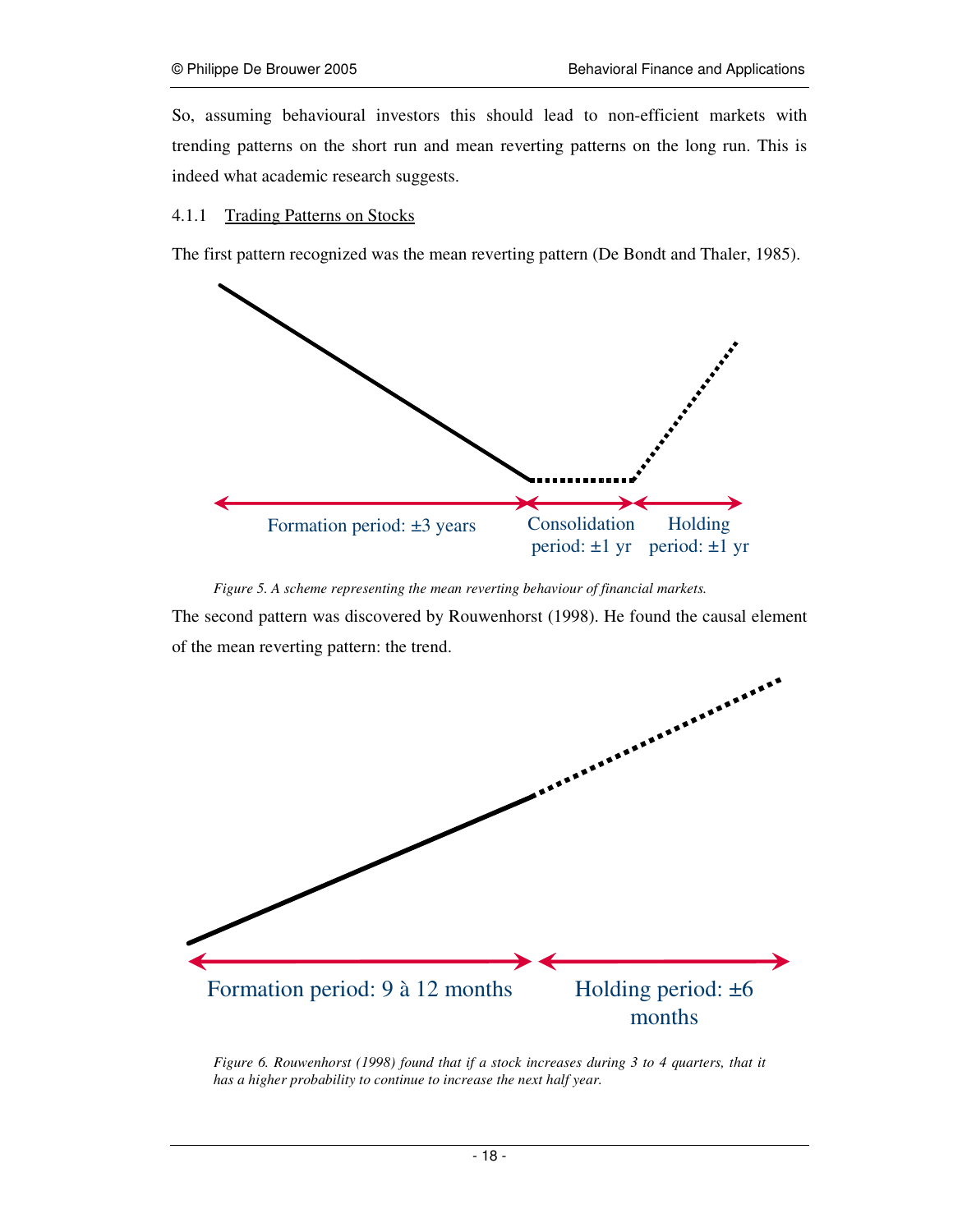So, assuming behavioural investors this should lead to non-efficient markets with trending patterns on the short run and mean reverting patterns on the long run. This is indeed what academic research suggests.

#### 4.1.1 Trading Patterns on Stocks

The first pattern recognized was the mean reverting pattern (De Bondt and Thaler, 1985).

Formation period: ±3 years | Consolidation period: ±1 yr | Holding period: ±1 yr

*Figure 5. A scheme representing the mean reverting behaviour of financial markets.*

The second pattern was discovered by Rouwenhorst (1998). He found the causal element of the mean reverting pattern: the trend.

Formation period: 9 à 12 months | Holding period: ±6 months

*Figure 6. Rouwenhorst (1998) found that if a stock increases during 3 to 4 quarters, that it has a higher probability to continue to increase the next half year.*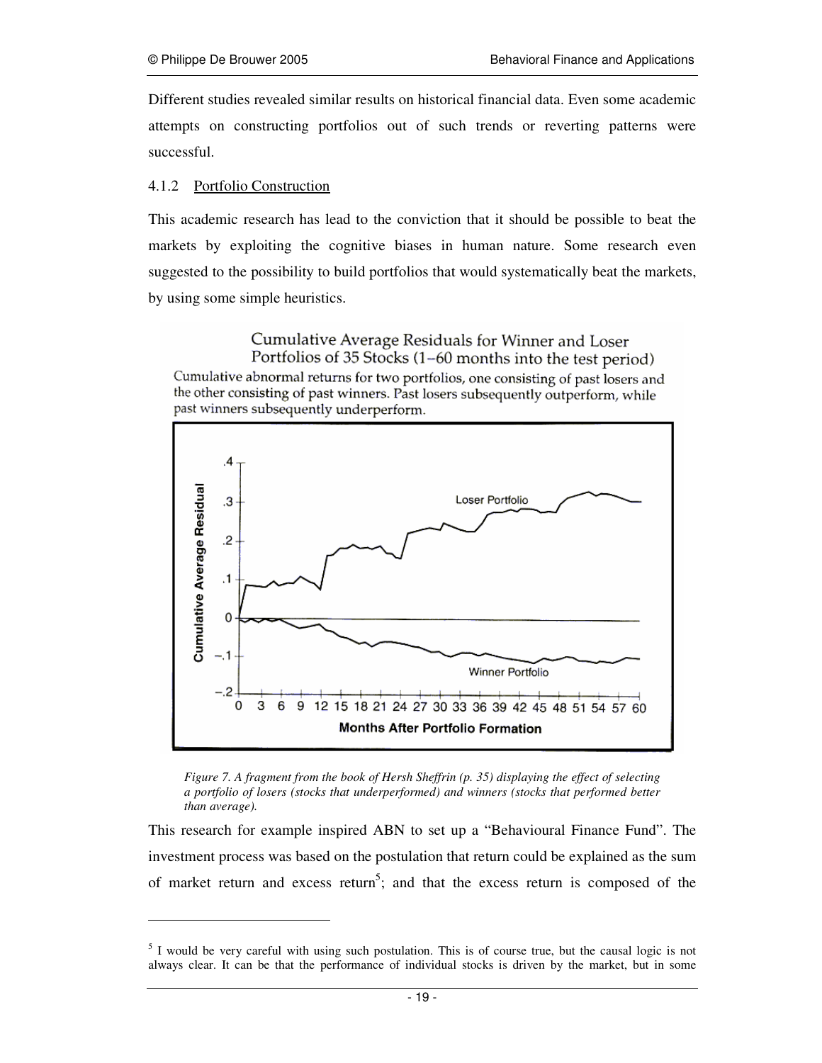Different studies revealed similar results on historical financial data. Even some academic attempts on constructing portfolios out of such trends or reverting patterns were successful.

### 4.1.2 Portfolio Construction

This academic research has lead to the conviction that it should be possible to beat the markets by exploiting the cognitive biases in human nature. Some research even suggested to the possibility to build portfolios that would systematically beat the markets, by using some simple heuristics.

Cumulative Average Residuals for Winner and Loser Portfolios of 35 Stocks (1–60 months into the test period)

Cumulative abnormal returns for two portfolios, one consisting of past losers and the other consisting of past winners. Past losers subsequently outperform, while past winners subsequently underperform.

*Figure 7. A fragment from the book of Hersh Sheffrin (p. 35) displaying the effect of selecting a portfolio of losers (stocks that underperformed) and winners (stocks that performed better than average).*

This research for example inspired ABN to set up a "Behavioural Finance Fund". The investment process was based on the postulation that return could be explained as the sum of market return and excess return[5]; and that the excess return is composed of the

[5] I would be very careful with using such postulation. This is of course true, but the causal logic is not always clear. It can be that the performance of individual stocks is driven by the market, but in some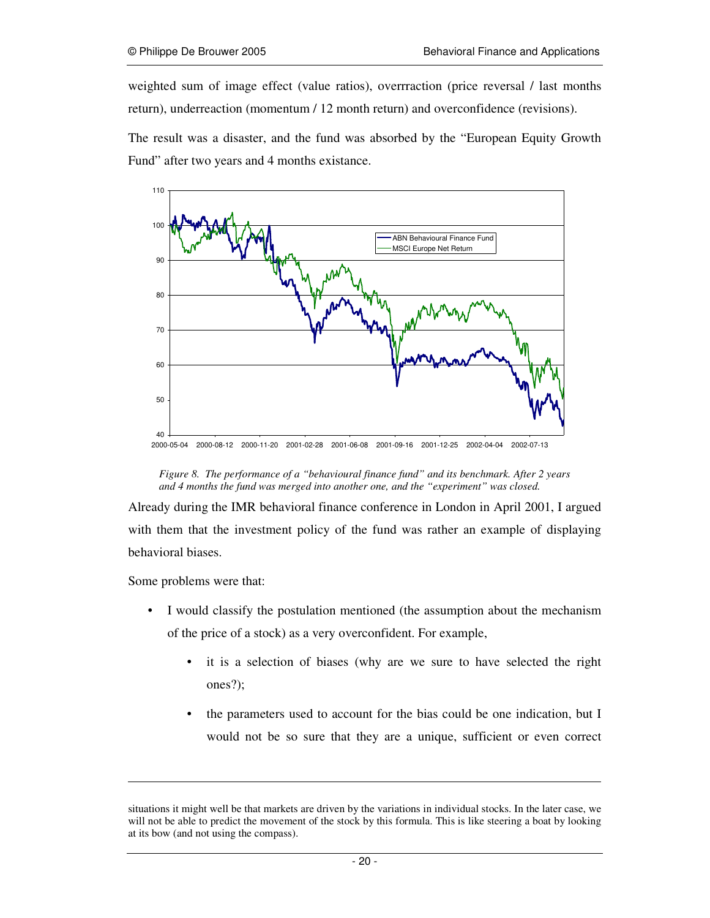weighted sum of image effect (value ratios), overrraction (price reversal / last months return), underreaction (momentum / 12 month return) and overconfidence (revisions).

The result was a disaster, and the fund was absorbed by the "European Equity Growth Fund" after two years and 4 months existance.

*Figure 8. The performance of a "behavioural finance fund" and its benchmark. After 2 years and 4 months the fund was merged into another one, and the "experiment" was closed.*

Already during the IMR behavioral finance conference in London in April 2001, I argued with them that the investment policy of the fund was rather an example of displaying behavioral biases.

Some problems were that:

- I would classify the postulation mentioned (the assumption about the mechanism of the price of a stock) as a very overconfident. For example,
    - it is a selection of biases (why are we sure to have selected the right ones?);
    - the parameters used to account for the bias could be one indication, but I would not be so sure that they are a unique, sufficient or even correct

---

situations it might well be that markets are driven by the variations in individual stocks. In the later case, we will not be able to predict the movement of the stock by this formula. This is like steering a boat by looking at its bow (and not using the compass).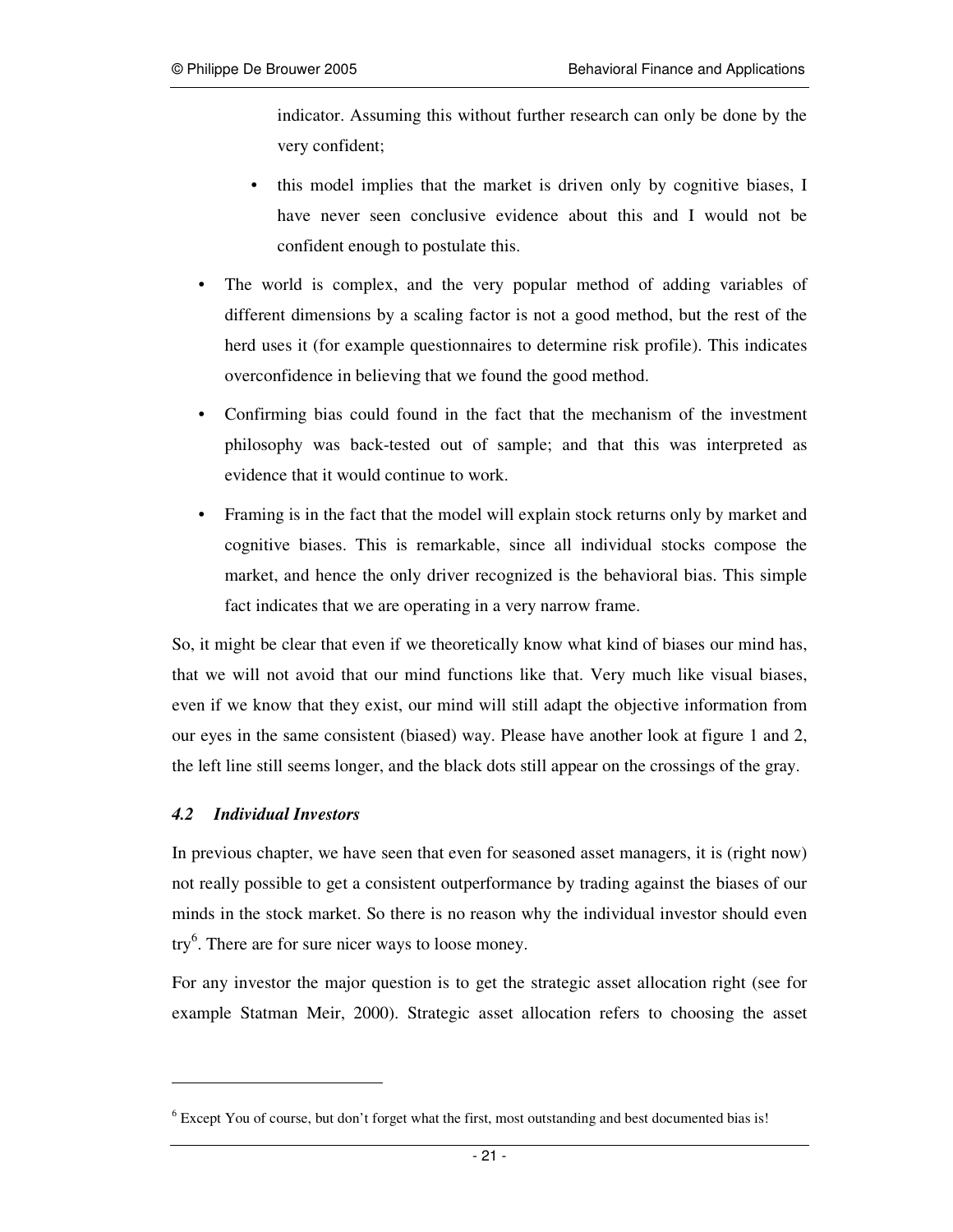indicator. Assuming this without further research can only be done by the very confident;

- this model implies that the market is driven only by cognitive biases, I have never seen conclusive evidence about this and I would not be confident enough to postulate this.

- The world is complex, and the very popular method of adding variables of different dimensions by a scaling factor is not a good method, but the rest of the herd uses it (for example questionnaires to determine risk profile). This indicates overconfidence in believing that we found the good method.
- Confirming bias could found in the fact that the mechanism of the investment philosophy was back-tested out of sample; and that this was interpreted as evidence that it would continue to work.
- Framing is in the fact that the model will explain stock returns only by market and cognitive biases. This is remarkable, since all individual stocks compose the market, and hence the only driver recognized is the behavioral bias. This simple fact indicates that we are operating in a very narrow frame.

So, it might be clear that even if we theoretically know what kind of biases our mind has, that we will not avoid that our mind functions like that. Very much like visual biases, even if we know that they exist, our mind will still adapt the objective information from our eyes in the same consistent (biased) way. Please have another look at figure 1 and 2, the left line still seems longer, and the black dots still appear on the crossings of the gray.

### *4.2 Individual Investors*

In previous chapter, we have seen that even for seasoned asset managers, it is (right now) not really possible to get a consistent outperformance by trading against the biases of our minds in the stock market. So there is no reason why the individual investor should even try[6]. There are for sure nicer ways to loose money.

For any investor the major question is to get the strategic asset allocation right (see for example Statman Meir, 2000). Strategic asset allocation refers to choosing the asset

---

[6] Except You of course, but don't forget what the first, most outstanding and best documented bias is!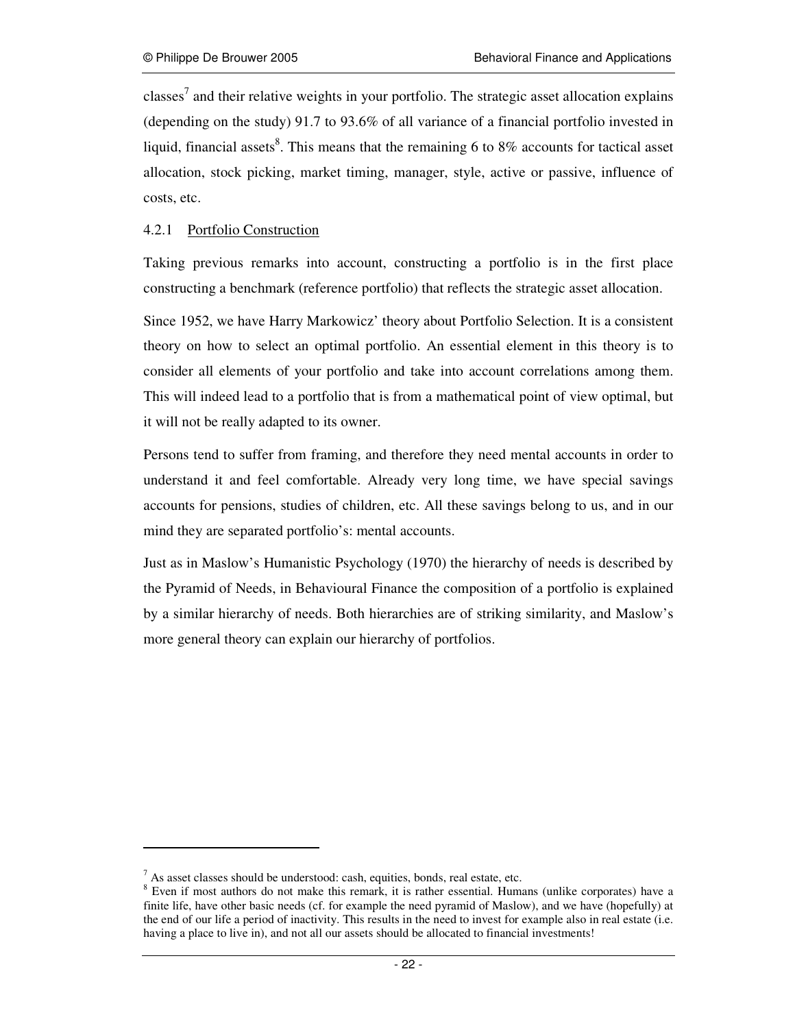classes[7] and their relative weights in your portfolio. The strategic asset allocation explains (depending on the study) 91.7 to 93.6% of all variance of a financial portfolio invested in liquid, financial assets[8]. This means that the remaining 6 to 8% accounts for tactical asset allocation, stock picking, market timing, manager, style, active or passive, influence of costs, etc.

### 4.2.1 Portfolio Construction

Taking previous remarks into account, constructing a portfolio is in the first place constructing a benchmark (reference portfolio) that reflects the strategic asset allocation.

Since 1952, we have Harry Markowicz' theory about Portfolio Selection. It is a consistent theory on how to select an optimal portfolio. An essential element in this theory is to consider all elements of your portfolio and take into account correlations among them. This will indeed lead to a portfolio that is from a mathematical point of view optimal, but it will not be really adapted to its owner.

Persons tend to suffer from framing, and therefore they need mental accounts in order to understand it and feel comfortable. Already very long time, we have special savings accounts for pensions, studies of children, etc. All these savings belong to us, and in our mind they are separated portfolio's: mental accounts.

Just as in Maslow's Humanistic Psychology (1970) the hierarchy of needs is described by the Pyramid of Needs, in Behavioural Finance the composition of a portfolio is explained by a similar hierarchy of needs. Both hierarchies are of striking similarity, and Maslow's more general theory can explain our hierarchy of portfolios.

---

[7] As asset classes should be understood: cash, equities, bonds, real estate, etc.

[8] Even if most authors do not make this remark, it is rather essential. Humans (unlike corporates) have a finite life, have other basic needs (cf. for example the need pyramid of Maslow), and we have (hopefully) at the end of our life a period of inactivity. This results in the need to invest for example also in real estate (i.e. having a place to live in), and not all our assets should be allocated to financial investments!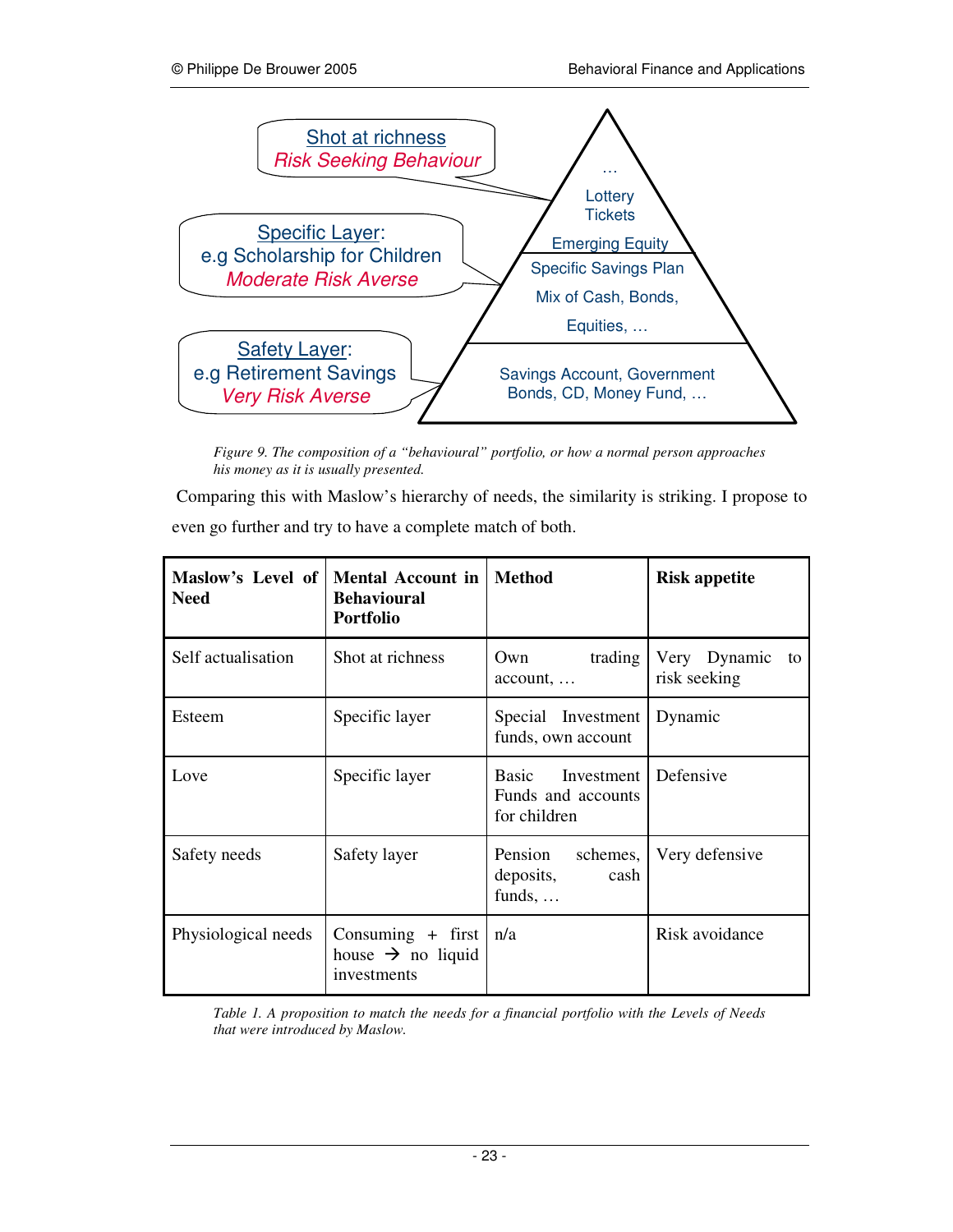*Figure 9. The composition of a "behavioural" portfolio, or how a normal person approaches his money as it is usually presented.*

Comparing this with Maslow's hierarchy of needs, the similarity is striking. I propose to even go further and try to have a complete match of both.

| **Maslow's Level of Need** | **Mental Account in Behavioural Portfolio** | **Method** | **Risk appetite** |
|---|---|---|---|
| Self actualisation | Shot at richness | Own trading account, … | Very Dynamic to risk seeking |
| Esteem | Specific layer | Special Investment funds, own account | Dynamic |
| Love | Specific layer | Basic Investment Funds and accounts for children | Defensive |
| Safety needs | Safety layer | Pension schemes, deposits, cash funds, … | Very defensive |
| Physiological needs | Consuming + first house → no liquid investments | n/a | Risk avoidance |

*Table 1. A proposition to match the needs for a financial portfolio with the Levels of Needs that were introduced by Maslow.*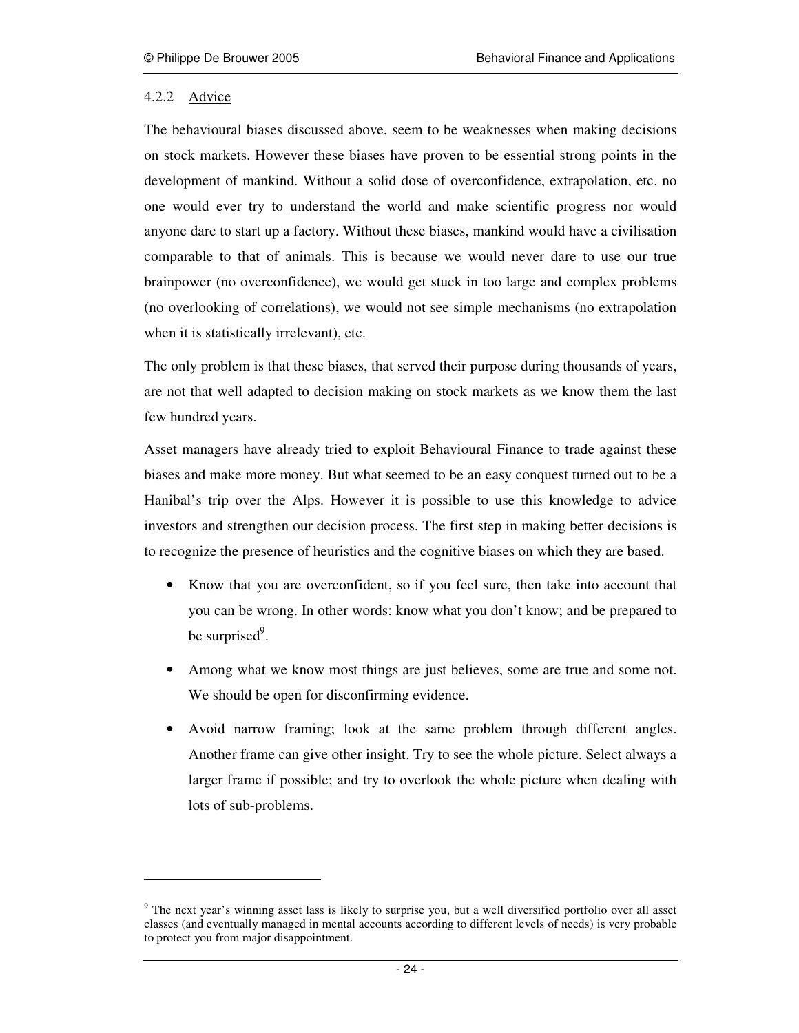### 4.2.2 Advice

The behavioural biases discussed above, seem to be weaknesses when making decisions on stock markets. However these biases have proven to be essential strong points in the development of mankind. Without a solid dose of overconfidence, extrapolation, etc. no one would ever try to understand the world and make scientific progress nor would anyone dare to start up a factory. Without these biases, mankind would have a civilisation comparable to that of animals. This is because we would never dare to use our true brainpower (no overconfidence), we would get stuck in too large and complex problems (no overlooking of correlations), we would not see simple mechanisms (no extrapolation when it is statistically irrelevant), etc.

The only problem is that these biases, that served their purpose during thousands of years, are not that well adapted to decision making on stock markets as we know them the last few hundred years.

Asset managers have already tried to exploit Behavioural Finance to trade against these biases and make more money. But what seemed to be an easy conquest turned out to be a Hanibal's trip over the Alps. However it is possible to use this knowledge to advice investors and strengthen our decision process. The first step in making better decisions is to recognize the presence of heuristics and the cognitive biases on which they are based.

- Know that you are overconfident, so if you feel sure, then take into account that you can be wrong. In other words: know what you don't know; and be prepared to be surprised[9].
- Among what we know most things are just believes, some are true and some not. We should be open for disconfirming evidence.
- Avoid narrow framing; look at the same problem through different angles. Another frame can give other insight. Try to see the whole picture. Select always a larger frame if possible; and try to overlook the whole picture when dealing with lots of sub-problems.

---

[9] The next year's winning asset lass is likely to surprise you, but a well diversified portfolio over all asset classes (and eventually managed in mental accounts according to different levels of needs) is very probable to protect you from major disappointment.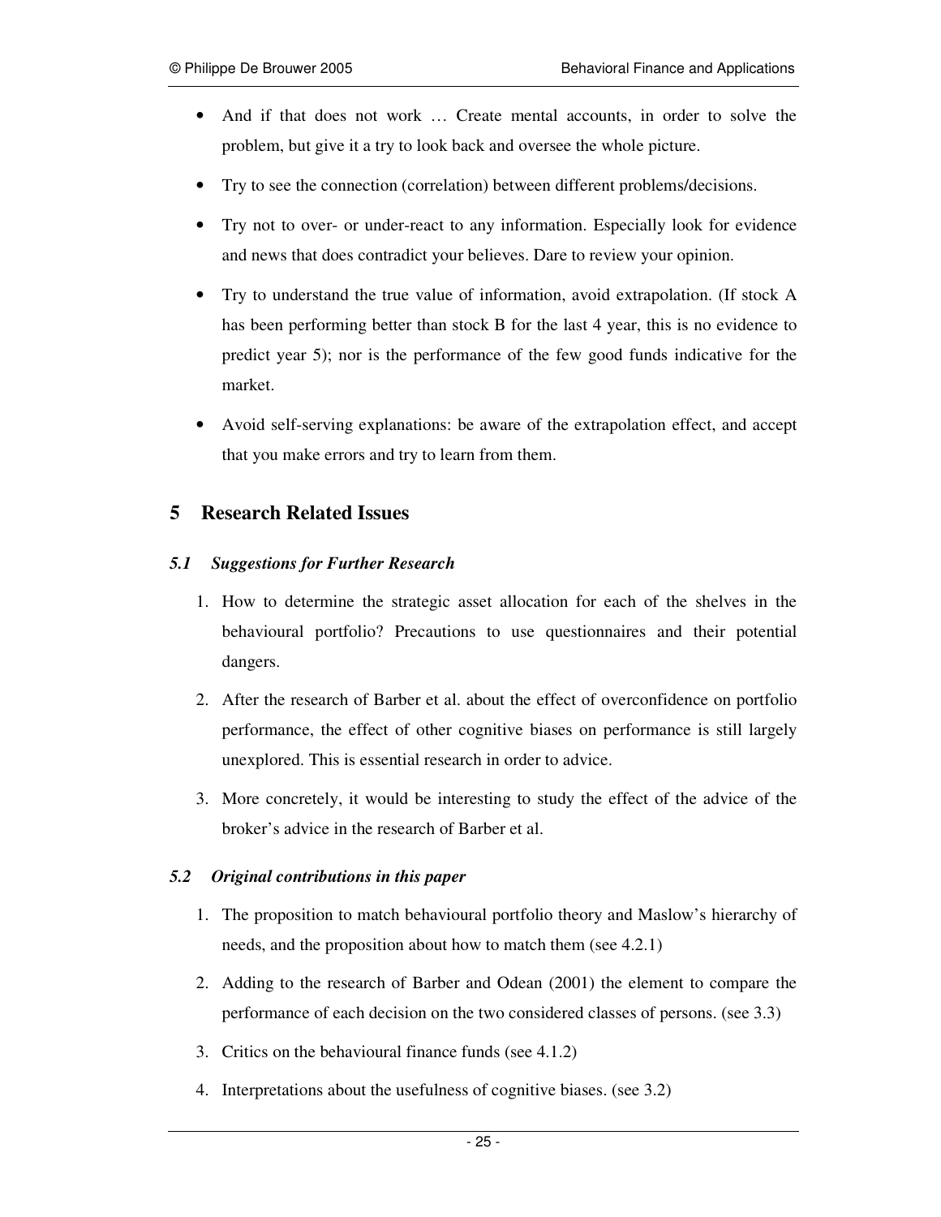- And if that does not work … Create mental accounts, in order to solve the problem, but give it a try to look back and oversee the whole picture.
- Try to see the connection (correlation) between different problems/decisions.
- Try not to over- or under-react to any information. Especially look for evidence and news that does contradict your believes. Dare to review your opinion.
- Try to understand the true value of information, avoid extrapolation. (If stock A has been performing better than stock B for the last 4 year, this is no evidence to predict year 5); nor is the performance of the few good funds indicative for the market.
- Avoid self-serving explanations: be aware of the extrapolation effect, and accept that you make errors and try to learn from them.

# 5 Research Related Issues

### *5.1 Suggestions for Further Research*

1. How to determine the strategic asset allocation for each of the shelves in the behavioural portfolio? Precautions to use questionnaires and their potential dangers.
2. After the research of Barber et al. about the effect of overconfidence on portfolio performance, the effect of other cognitive biases on performance is still largely unexplored. This is essential research in order to advice.
3. More concretely, it would be interesting to study the effect of the advice of the broker's advice in the research of Barber et al.

### *5.2 Original contributions in this paper*

1. The proposition to match behavioural portfolio theory and Maslow's hierarchy of needs, and the proposition about how to match them (see 4.2.1)
2. Adding to the research of Barber and Odean (2001) the element to compare the performance of each decision on the two considered classes of persons. (see 3.3)
3. Critics on the behavioural finance funds (see 4.1.2)
4. Interpretations about the usefulness of cognitive biases. (see 3.2)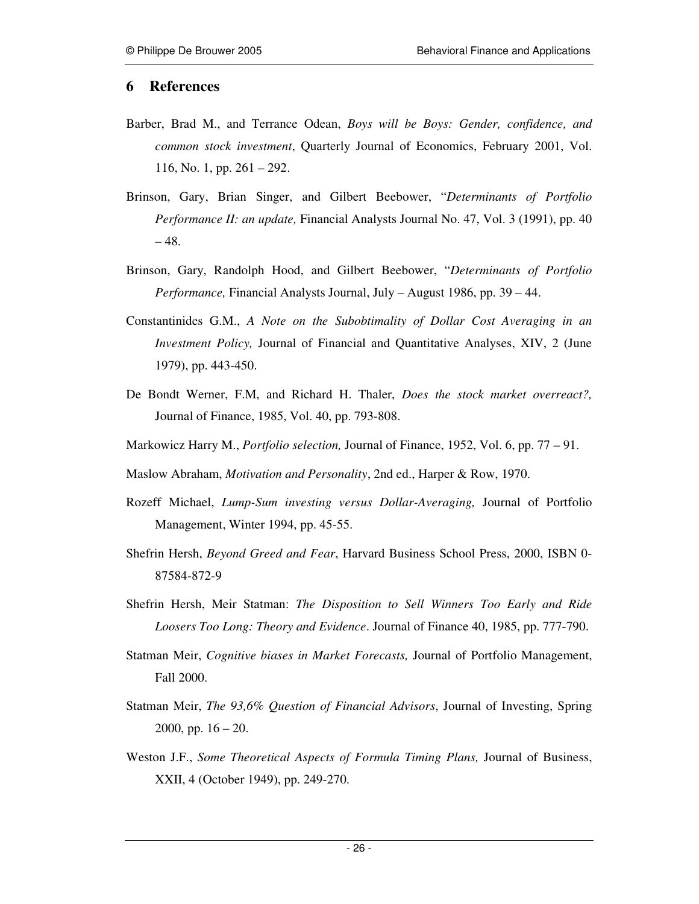# 6 References

Barber, Brad M., and Terrance Odean, *Boys will be Boys: Gender, confidence, and common stock investment*, Quarterly Journal of Economics, February 2001, Vol. 116, No. 1, pp. 261 – 292.

Brinson, Gary, Brian Singer, and Gilbert Beebower, "*Determinants of Portfolio Performance II: an update,* Financial Analysts Journal No. 47, Vol. 3 (1991), pp. 40 – 48.

Brinson, Gary, Randolph Hood, and Gilbert Beebower, "*Determinants of Portfolio Performance,* Financial Analysts Journal, July – August 1986, pp. 39 – 44.

Constantinides G.M., *A Note on the Subobtimality of Dollar Cost Averaging in an Investment Policy,* Journal of Financial and Quantitative Analyses, XIV, 2 (June 1979), pp. 443-450.

De Bondt Werner, F.M, and Richard H. Thaler, *Does the stock market overreact?,* Journal of Finance, 1985, Vol. 40, pp. 793-808.

Markowicz Harry M., *Portfolio selection,* Journal of Finance, 1952, Vol. 6, pp. 77 – 91.

Maslow Abraham, *Motivation and Personality*, 2nd ed., Harper & Row, 1970.

Rozeff Michael, *Lump-Sum investing versus Dollar-Averaging,* Journal of Portfolio Management, Winter 1994, pp. 45-55.

Shefrin Hersh, *Beyond Greed and Fear*, Harvard Business School Press, 2000, ISBN 0-87584-872-9

Shefrin Hersh, Meir Statman: *The Disposition to Sell Winners Too Early and Ride Loosers Too Long: Theory and Evidence*. Journal of Finance 40, 1985, pp. 777-790.

Statman Meir, *Cognitive biases in Market Forecasts,* Journal of Portfolio Management, Fall 2000.

Statman Meir, *The 93,6% Question of Financial Advisors*, Journal of Investing, Spring 2000, pp. 16 – 20.

Weston J.F., *Some Theoretical Aspects of Formula Timing Plans,* Journal of Business, XXII, 4 (October 1949), pp. 249-270.